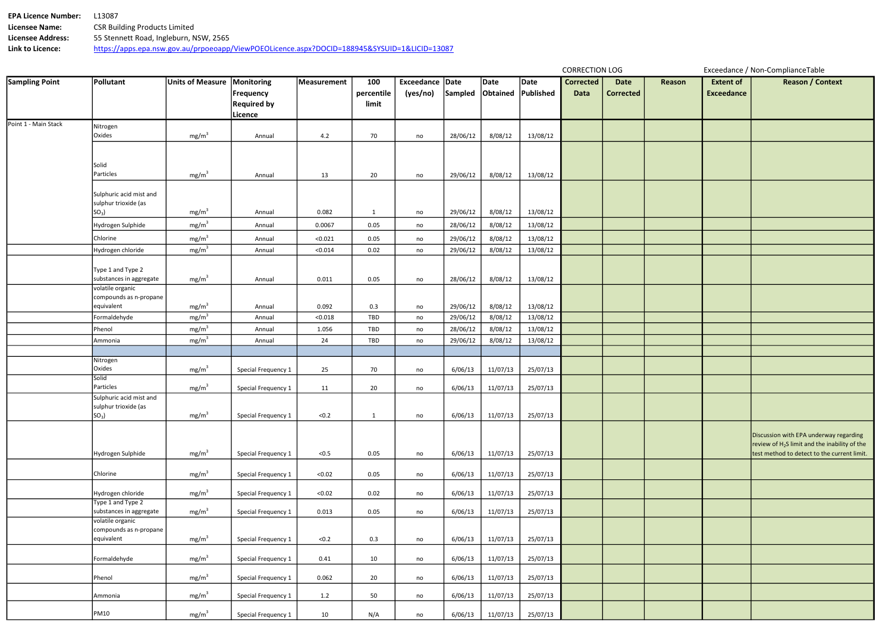**EPA Licence Number:** L13087
**Licensee Name:** CSR Building Products Limited
**Licensee Address:** 55 Stennett Road, Ingleburn, NSW, 2565
**Link to Licence:** https://apps.epa.nsw.gov.au/prpoeoapp/ViewPOEOLicence.aspx?DOCID=188945&SYSUID=1&LICID=13087

| Sampling Point | Pollutant | Units of Measure | Monitoring Frequency Required by Licence | Measurement | 100 percentile limit | Exceedance (yes/no) | Date Sampled | Date Obtained | Date Published | CORRECTION LOG: Corrected Data | Date Corrected | Reason | Exceedance / Non-ComplianceTable: Extent of Exceedance | Reason / Context |
|---|---|---|---|---|---|---|---|---|---|---|---|---|---|---|
| Point 1 - Main Stack | Nitrogen Oxides | $mg/m^3$ | Annual | 4.2 | 70 | no | 28/06/12 | 8/08/12 | 13/08/12 | | | | | |
| | Solid Particles | $mg/m^3$ | Annual | 13 | 20 | no | 29/06/12 | 8/08/12 | 13/08/12 | | | | | |
| | Sulphuric acid mist and sulphur trioxide (as $SO_3$) | $mg/m^3$ | Annual | 0.082 | 1 | no | 29/06/12 | 8/08/12 | 13/08/12 | | | | | |
| | Hydrogen Sulphide | $mg/m^3$ | Annual | 0.0067 | 0.05 | no | 28/06/12 | 8/08/12 | 13/08/12 | | | | | |
| | Chlorine | $mg/m^3$ | Annual | <0.021 | 0.05 | no | 29/06/12 | 8/08/12 | 13/08/12 | | | | | |
| | Hydrogen chloride | $mg/m^3$ | Annual | <0.014 | 0.02 | no | 29/06/12 | 8/08/12 | 13/08/12 | | | | | |
| | Type 1 and Type 2 substances in aggregate | $mg/m^3$ | Annual | 0.011 | 0.05 | no | 28/06/12 | 8/08/12 | 13/08/12 | | | | | |
| | volatile organic compounds as n-propane equivalent | $mg/m^3$ | Annual | 0.092 | 0.3 | no | 29/06/12 | 8/08/12 | 13/08/12 | | | | | |
| | Formaldehyde | $mg/m^3$ | Annual | <0.018 | TBD | no | 29/06/12 | 8/08/12 | 13/08/12 | | | | | |
| | Phenol | $mg/m^3$ | Annual | 1.056 | TBD | no | 28/06/12 | 8/08/12 | 13/08/12 | | | | | |
| | Ammonia | $mg/m^3$ | Annual | 24 | TBD | no | 29/06/12 | 8/08/12 | 13/08/12 | | | | | |
| | | | | | | | | | | | | | | |
| | Nitrogen Oxides | $mg/m^3$ | Special Frequency 1 | 25 | 70 | no | 6/06/13 | 11/07/13 | 25/07/13 | | | | | |
| | Solid Particles | $mg/m^3$ | Special Frequency 1 | 11 | 20 | no | 6/06/13 | 11/07/13 | 25/07/13 | | | | | |
| | Sulphuric acid mist and sulphur trioxide (as $SO_3$) | $mg/m^3$ | Special Frequency 1 | <0.2 | 1 | no | 6/06/13 | 11/07/13 | 25/07/13 | | | | | |
| | Hydrogen Sulphide | $mg/m^3$ | Special Frequency 1 | <0.5 | 0.05 | no | 6/06/13 | 11/07/13 | 25/07/13 | | | | | Discussion with EPA underway regarding review of $H_2S$ limit and the inability of the test method to detect to the current limit. |
| | Chlorine | $mg/m^3$ | Special Frequency 1 | <0.02 | 0.05 | no | 6/06/13 | 11/07/13 | 25/07/13 | | | | | |
| | Hydrogen chloride | $mg/m^3$ | Special Frequency 1 | <0.02 | 0.02 | no | 6/06/13 | 11/07/13 | 25/07/13 | | | | | |
| | Type 1 and Type 2 substances in aggregate | $mg/m^3$ | Special Frequency 1 | 0.013 | 0.05 | no | 6/06/13 | 11/07/13 | 25/07/13 | | | | | |
| | volatile organic compounds as n-propane equivalent | $mg/m^3$ | Special Frequency 1 | <0.2 | 0.3 | no | 6/06/13 | 11/07/13 | 25/07/13 | | | | | |
| | Formaldehyde | $mg/m^3$ | Special Frequency 1 | 0.41 | 10 | no | 6/06/13 | 11/07/13 | 25/07/13 | | | | | |
| | Phenol | $mg/m^3$ | Special Frequency 1 | 0.062 | 20 | no | 6/06/13 | 11/07/13 | 25/07/13 | | | | | |
| | Ammonia | $mg/m^3$ | Special Frequency 1 | 1.2 | 50 | no | 6/06/13 | 11/07/13 | 25/07/13 | | | | | |
| | PM10 | $mg/m^3$ | Special Frequency 1 | 10 | N/A | no | 6/06/13 | 11/07/13 | 25/07/13 | | | | | |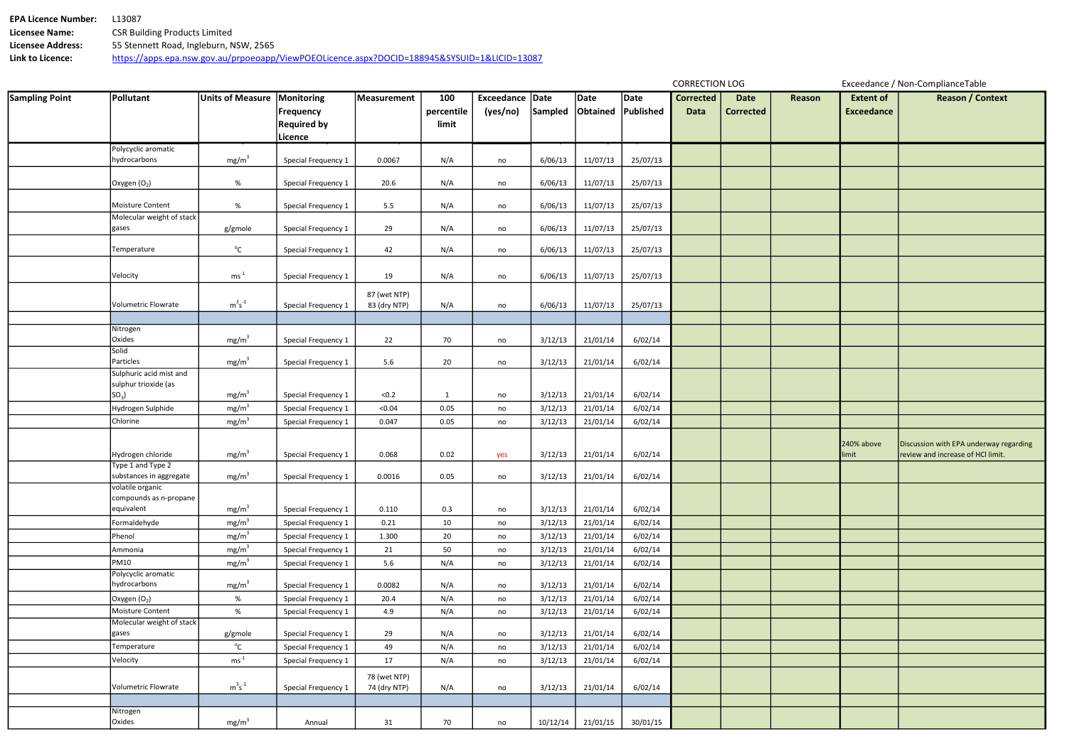**EPA Licence Number:** L13087
**Licensee Name:** CSR Building Products Limited
**Licensee Address:** 55 Stennett Road, Ingleburn, NSW, 2565
**Link to Licence:** https://apps.epa.nsw.gov.au/prpoeoapp/ViewPOEOLicence.aspx?DOCID=188945&SYSUID=1&LICID=13087

| Sampling Point | Pollutant | Units of Measure | Monitoring Frequency Required by Licence | Measurement | 100 percentile limit | Exceedance (yes/no) | Date Sampled | Date Obtained | Date Published | CORRECTION LOG: Corrected Data | Date Corrected | Reason | Exceedance / Non-ComplianceTable: Extent of Exceedance | Reason / Context |
|---|---|---|---|---|---|---|---|---|---|---|---|---|---|---|
| | Polycyclic aromatic hydrocarbons | $mg/m^3$ | Special Frequency 1 | 0.0067 | N/A | no | 6/06/13 | 11/07/13 | 25/07/13 | | | | | |
| | Oxygen ($O_2$) | % | Special Frequency 1 | 20.6 | N/A | no | 6/06/13 | 11/07/13 | 25/07/13 | | | | | |
| | Moisture Content | % | Special Frequency 1 | 5.5 | N/A | no | 6/06/13 | 11/07/13 | 25/07/13 | | | | | |
| | Molecular weight of stack gases | g/gmole | Special Frequency 1 | 29 | N/A | no | 6/06/13 | 11/07/13 | 25/07/13 | | | | | |
| | Temperature | $^{o}C$ | Special Frequency 1 | 42 | N/A | no | 6/06/13 | 11/07/13 | 25/07/13 | | | | | |
| | Velocity | $ms^{-1}$ | Special Frequency 1 | 19 | N/A | no | 6/06/13 | 11/07/13 | 25/07/13 | | | | | |
| | Volumetric Flowrate | $m^3s^{-1}$ | Special Frequency 1 | 87 (wet NTP) 83 (dry NTP) | N/A | no | 6/06/13 | 11/07/13 | 25/07/13 | | | | | |
| | | | | | | | | | | | | | | |
| | Nitrogen Oxides | $mg/m^3$ | Special Frequency 1 | 22 | 70 | no | 3/12/13 | 21/01/14 | 6/02/14 | | | | | |
| | Solid Particles | $mg/m^3$ | Special Frequency 1 | 5.6 | 20 | no | 3/12/13 | 21/01/14 | 6/02/14 | | | | | |
| | Sulphuric acid mist and sulphur trioxide (as $SO_3$) | $mg/m^3$ | Special Frequency 1 | <0.2 | 1 | no | 3/12/13 | 21/01/14 | 6/02/14 | | | | | |
| | Hydrogen Sulphide | $mg/m^3$ | Special Frequency 1 | <0.04 | 0.05 | no | 3/12/13 | 21/01/14 | 6/02/14 | | | | | |
| | Chlorine | $mg/m^3$ | Special Frequency 1 | 0.047 | 0.05 | no | 3/12/13 | 21/01/14 | 6/02/14 | | | | | |
| | Hydrogen chloride | $mg/m^3$ | Special Frequency 1 | 0.068 | 0.02 | yes | 3/12/13 | 21/01/14 | 6/02/14 | | | | 240% above limit | Discussion with EPA underway regarding review and increase of HCl limit. |
| | Type 1 and Type 2 substances in aggregate | $mg/m^3$ | Special Frequency 1 | 0.0016 | 0.05 | no | 3/12/13 | 21/01/14 | 6/02/14 | | | | | |
| | volatile organic compounds as n-propane equivalent | $mg/m^3$ | Special Frequency 1 | 0.110 | 0.3 | no | 3/12/13 | 21/01/14 | 6/02/14 | | | | | |
| | Formaldehyde | $mg/m^3$ | Special Frequency 1 | 0.21 | 10 | no | 3/12/13 | 21/01/14 | 6/02/14 | | | | | |
| | Phenol | $mg/m^3$ | Special Frequency 1 | 1.300 | 20 | no | 3/12/13 | 21/01/14 | 6/02/14 | | | | | |
| | Ammonia | $mg/m^3$ | Special Frequency 1 | 21 | 50 | no | 3/12/13 | 21/01/14 | 6/02/14 | | | | | |
| | PM10 | $mg/m^3$ | Special Frequency 1 | 5.6 | N/A | no | 3/12/13 | 21/01/14 | 6/02/14 | | | | | |
| | Polycyclic aromatic hydrocarbons | $mg/m^3$ | Special Frequency 1 | 0.0082 | N/A | no | 3/12/13 | 21/01/14 | 6/02/14 | | | | | |
| | Oxygen ($O_2$) | % | Special Frequency 1 | 20.4 | N/A | no | 3/12/13 | 21/01/14 | 6/02/14 | | | | | |
| | Moisture Content | % | Special Frequency 1 | 4.9 | N/A | no | 3/12/13 | 21/01/14 | 6/02/14 | | | | | |
| | Molecular weight of stack gases | g/gmole | Special Frequency 1 | 29 | N/A | no | 3/12/13 | 21/01/14 | 6/02/14 | | | | | |
| | Temperature | $^{o}C$ | Special Frequency 1 | 49 | N/A | no | 3/12/13 | 21/01/14 | 6/02/14 | | | | | |
| | Velocity | $ms^{-1}$ | Special Frequency 1 | 17 | N/A | no | 3/12/13 | 21/01/14 | 6/02/14 | | | | | |
| | Volumetric Flowrate | $m^3s^{-1}$ | Special Frequency 1 | 78 (wet NTP) 74 (dry NTP) | N/A | no | 3/12/13 | 21/01/14 | 6/02/14 | | | | | |
| | | | | | | | | | | | | | | |
| | Nitrogen Oxides | $mg/m^3$ | Annual | 31 | 70 | no | 10/12/14 | 21/01/15 | 30/01/15 | | | | | |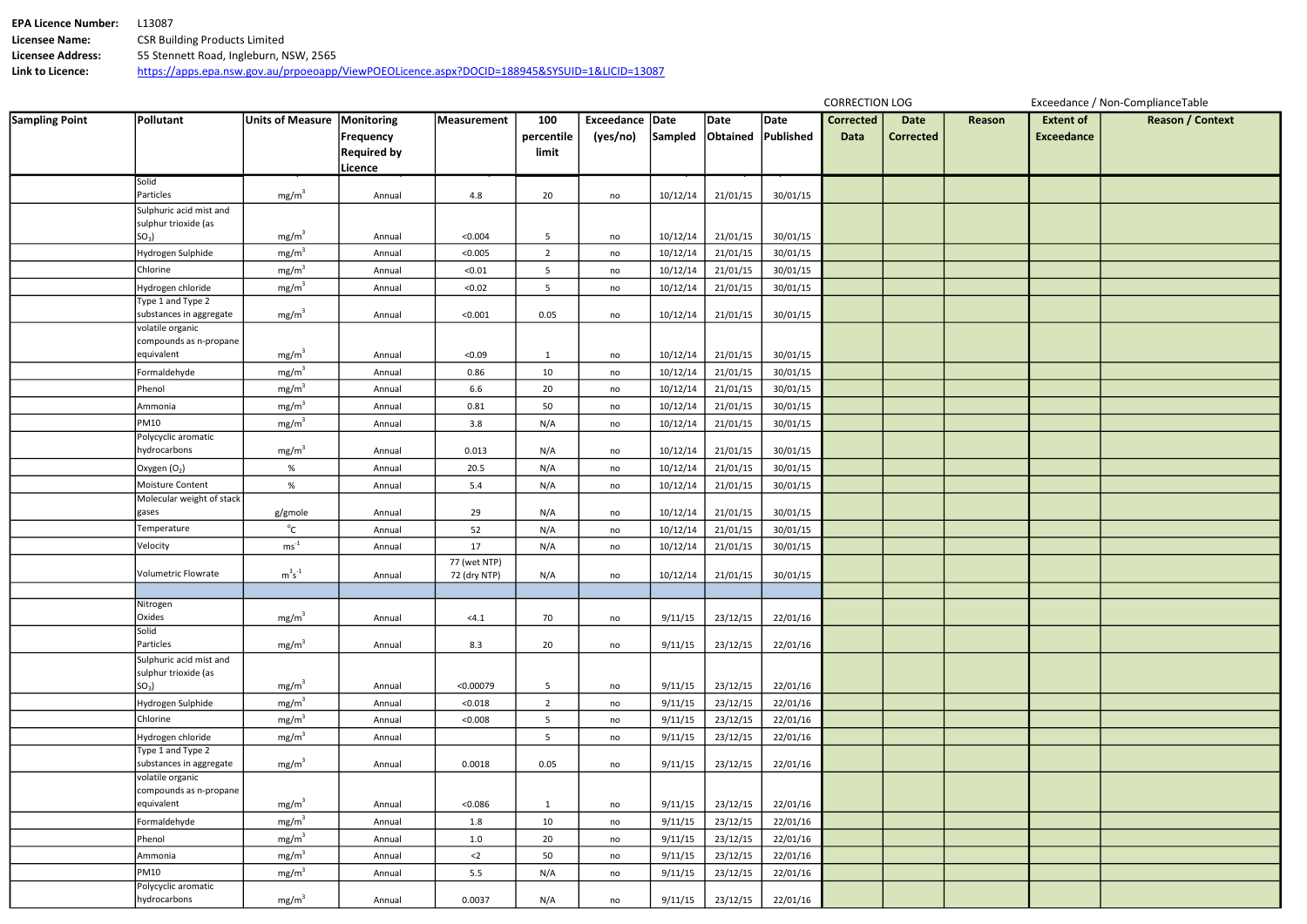**EPA Licence Number:** L13087
**Licensee Name:** CSR Building Products Limited
**Licensee Address:** 55 Stennett Road, Ingleburn, NSW, 2565
**Link to Licence:** https://apps.epa.nsw.gov.au/prpoeoapp/ViewPOEOLicence.aspx?DOCID=188945&SYSUID=1&LICID=13087

| | | | | | | | | | | CORRECTION LOG | | | Exceedance / Non-ComplianceTable | |
|---|---|---|---|---|---|---|---|---|---|---|---|---|---|---|
| **Sampling Point** | **Pollutant** | **Units of Measure** | **Monitoring Frequency Required by Licence** | **Measurement** | **100 percentile limit** | **Exceedance (yes/no)** | **Date Sampled** | **Date Obtained** | **Date Published** | **Corrected Data** | **Date Corrected** | **Reason** | **Extent of Exceedance** | **Reason / Context** |
| | Solid Particles | $mg/m^3$ | Annual | 4.8 | 20 | no | 10/12/14 | 21/01/15 | 30/01/15 | | | | | |
| | Sulphuric acid mist and sulphur trioxide (as $SO_3$) | $mg/m^3$ | Annual | <0.004 | 5 | no | 10/12/14 | 21/01/15 | 30/01/15 | | | | | |
| | Hydrogen Sulphide | $mg/m^3$ | Annual | <0.005 | 2 | no | 10/12/14 | 21/01/15 | 30/01/15 | | | | | |
| | Chlorine | $mg/m^3$ | Annual | <0.01 | 5 | no | 10/12/14 | 21/01/15 | 30/01/15 | | | | | |
| | Hydrogen chloride | $mg/m^3$ | Annual | <0.02 | 5 | no | 10/12/14 | 21/01/15 | 30/01/15 | | | | | |
| | Type 1 and Type 2 substances in aggregate | $mg/m^3$ | Annual | <0.001 | 0.05 | no | 10/12/14 | 21/01/15 | 30/01/15 | | | | | |
| | volatile organic compounds as n-propane equivalent | $mg/m^3$ | Annual | <0.09 | 1 | no | 10/12/14 | 21/01/15 | 30/01/15 | | | | | |
| | Formaldehyde | $mg/m^3$ | Annual | 0.86 | 10 | no | 10/12/14 | 21/01/15 | 30/01/15 | | | | | |
| | Phenol | $mg/m^3$ | Annual | 6.6 | 20 | no | 10/12/14 | 21/01/15 | 30/01/15 | | | | | |
| | Ammonia | $mg/m^3$ | Annual | 0.81 | 50 | no | 10/12/14 | 21/01/15 | 30/01/15 | | | | | |
| | PM10 | $mg/m^3$ | Annual | 3.8 | N/A | no | 10/12/14 | 21/01/15 | 30/01/15 | | | | | |
| | Polycyclic aromatic hydrocarbons | $mg/m^3$ | Annual | 0.013 | N/A | no | 10/12/14 | 21/01/15 | 30/01/15 | | | | | |
| | Oxygen ($O_2$) | % | Annual | 20.5 | N/A | no | 10/12/14 | 21/01/15 | 30/01/15 | | | | | |
| | Moisture Content | % | Annual | 5.4 | N/A | no | 10/12/14 | 21/01/15 | 30/01/15 | | | | | |
| | Molecular weight of stack gases | g/gmole | Annual | 29 | N/A | no | 10/12/14 | 21/01/15 | 30/01/15 | | | | | |
| | Temperature | °C | Annual | 52 | N/A | no | 10/12/14 | 21/01/15 | 30/01/15 | | | | | |
| | Velocity | $ms^{-1}$ | Annual | 17 | N/A | no | 10/12/14 | 21/01/15 | 30/01/15 | | | | | |
| | Volumetric Flowrate | $m^3s^{-1}$ | Annual | 77 (wet NTP) 72 (dry NTP) | N/A | no | 10/12/14 | 21/01/15 | 30/01/15 | | | | | |
| | | | | | | | | | | | | | | |
| | Nitrogen Oxides | $mg/m^3$ | Annual | <4.1 | 70 | no | 9/11/15 | 23/12/15 | 22/01/16 | | | | | |
| | Solid Particles | $mg/m^3$ | Annual | 8.3 | 20 | no | 9/11/15 | 23/12/15 | 22/01/16 | | | | | |
| | Sulphuric acid mist and sulphur trioxide (as $SO_3$) | $mg/m^3$ | Annual | <0.00079 | 5 | no | 9/11/15 | 23/12/15 | 22/01/16 | | | | | |
| | Hydrogen Sulphide | $mg/m^3$ | Annual | <0.018 | 2 | no | 9/11/15 | 23/12/15 | 22/01/16 | | | | | |
| | Chlorine | $mg/m^3$ | Annual | <0.008 | 5 | no | 9/11/15 | 23/12/15 | 22/01/16 | | | | | |
| | Hydrogen chloride | $mg/m^3$ | Annual | | 5 | no | 9/11/15 | 23/12/15 | 22/01/16 | | | | | |
| | Type 1 and Type 2 substances in aggregate | $mg/m^3$ | Annual | 0.0018 | 0.05 | no | 9/11/15 | 23/12/15 | 22/01/16 | | | | | |
| | volatile organic compounds as n-propane equivalent | $mg/m^3$ | Annual | <0.086 | 1 | no | 9/11/15 | 23/12/15 | 22/01/16 | | | | | |
| | Formaldehyde | $mg/m^3$ | Annual | 1.8 | 10 | no | 9/11/15 | 23/12/15 | 22/01/16 | | | | | |
| | Phenol | $mg/m^3$ | Annual | 1.0 | 20 | no | 9/11/15 | 23/12/15 | 22/01/16 | | | | | |
| | Ammonia | $mg/m^3$ | Annual | <2 | 50 | no | 9/11/15 | 23/12/15 | 22/01/16 | | | | | |
| | PM10 | $mg/m^3$ | Annual | 5.5 | N/A | no | 9/11/15 | 23/12/15 | 22/01/16 | | | | | |
| | Polycyclic aromatic hydrocarbons | $mg/m^3$ | Annual | 0.0037 | N/A | no | 9/11/15 | 23/12/15 | 22/01/16 | | | | | |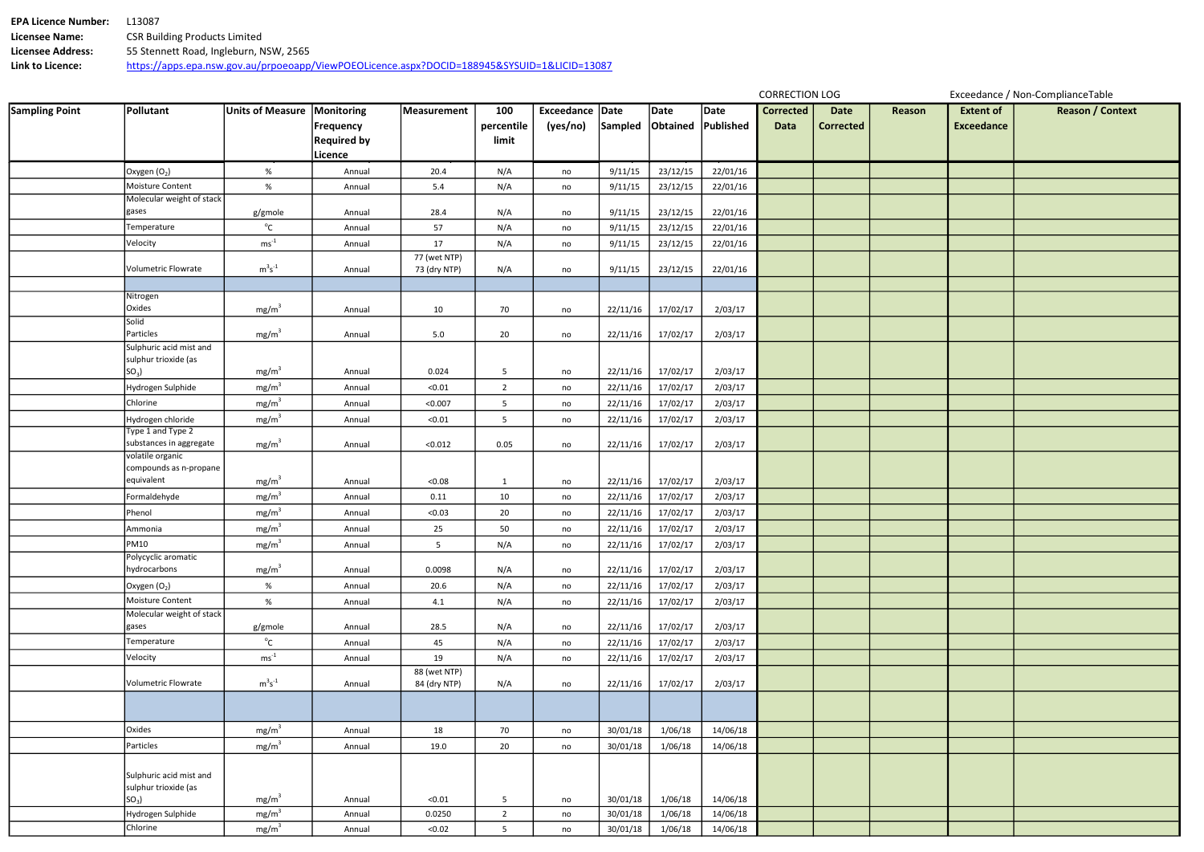**EPA Licence Number:** L13087

**Licensee Name:** CSR Building Products Limited

**Licensee Address:** 55 Stennett Road, Ingleburn, NSW, 2565

**Link to Licence:** https://apps.epa.nsw.gov.au/prpoeoapp/ViewPOEOLicence.aspx?DOCID=188945&SYSUID=1&LICID=13087

| Sampling Point | Pollutant | Units of Measure | Monitoring Frequency Required by Licence | Measurement | 100 percentile limit | Exceedance (yes/no) | Date Sampled | Date Obtained | Date Published | CORRECTION LOG Corrected Data | Date Corrected | Reason | Exceedance / Non-ComplianceTable Extent of Exceedance | Reason / Context |
|---|---|---|---|---|---|---|---|---|---|---|---|---|---|---|
| | Oxygen ($O_2$) | % | Annual | 20.4 | N/A | no | 9/11/15 | 23/12/15 | 22/01/16 | | | | | |
| | Moisture Content | % | Annual | 5.4 | N/A | no | 9/11/15 | 23/12/15 | 22/01/16 | | | | | |
| | Molecular weight of stack gases | g/gmole | Annual | 28.4 | N/A | no | 9/11/15 | 23/12/15 | 22/01/16 | | | | | |
| | Temperature | °C | Annual | 57 | N/A | no | 9/11/15 | 23/12/15 | 22/01/16 | | | | | |
| | Velocity | $ms^{-1}$ | Annual | 17 | N/A | no | 9/11/15 | 23/12/15 | 22/01/16 | | | | | |
| | Volumetric Flowrate | $m^3s^{-1}$ | Annual | 77 (wet NTP) 73 (dry NTP) | N/A | no | 9/11/15 | 23/12/15 | 22/01/16 | | | | | |
| | | | | | | | | | | | | | | |
| | Nitrogen Oxides | $mg/m^3$ | Annual | 10 | 70 | no | 22/11/16 | 17/02/17 | 2/03/17 | | | | | |
| | Solid Particles | $mg/m^3$ | Annual | 5.0 | 20 | no | 22/11/16 | 17/02/17 | 2/03/17 | | | | | |
| | Sulphuric acid mist and sulphur trioxide (as $SO_3$) | $mg/m^3$ | Annual | 0.024 | 5 | no | 22/11/16 | 17/02/17 | 2/03/17 | | | | | |
| | Hydrogen Sulphide | $mg/m^3$ | Annual | <0.01 | 2 | no | 22/11/16 | 17/02/17 | 2/03/17 | | | | | |
| | Chlorine | $mg/m^3$ | Annual | <0.007 | 5 | no | 22/11/16 | 17/02/17 | 2/03/17 | | | | | |
| | Hydrogen chloride | $mg/m^3$ | Annual | <0.01 | 5 | no | 22/11/16 | 17/02/17 | 2/03/17 | | | | | |
| | Type 1 and Type 2 substances in aggregate | $mg/m^3$ | Annual | <0.012 | 0.05 | no | 22/11/16 | 17/02/17 | 2/03/17 | | | | | |
| | volatile organic compounds as n-propane equivalent | $mg/m^3$ | Annual | <0.08 | 1 | no | 22/11/16 | 17/02/17 | 2/03/17 | | | | | |
| | Formaldehyde | $mg/m^3$ | Annual | 0.11 | 10 | no | 22/11/16 | 17/02/17 | 2/03/17 | | | | | |
| | Phenol | $mg/m^3$ | Annual | <0.03 | 20 | no | 22/11/16 | 17/02/17 | 2/03/17 | | | | | |
| | Ammonia | $mg/m^3$ | Annual | 25 | 50 | no | 22/11/16 | 17/02/17 | 2/03/17 | | | | | |
| | PM10 | $mg/m^3$ | Annual | 5 | N/A | no | 22/11/16 | 17/02/17 | 2/03/17 | | | | | |
| | Polycyclic aromatic hydrocarbons | $mg/m^3$ | Annual | 0.0098 | N/A | no | 22/11/16 | 17/02/17 | 2/03/17 | | | | | |
| | Oxygen ($O_2$) | % | Annual | 20.6 | N/A | no | 22/11/16 | 17/02/17 | 2/03/17 | | | | | |
| | Moisture Content | % | Annual | 4.1 | N/A | no | 22/11/16 | 17/02/17 | 2/03/17 | | | | | |
| | Molecular weight of stack gases | g/gmole | Annual | 28.5 | N/A | no | 22/11/16 | 17/02/17 | 2/03/17 | | | | | |
| | Temperature | °C | Annual | 45 | N/A | no | 22/11/16 | 17/02/17 | 2/03/17 | | | | | |
| | Velocity | $ms^{-1}$ | Annual | 19 | N/A | no | 22/11/16 | 17/02/17 | 2/03/17 | | | | | |
| | Volumetric Flowrate | $m^3s^{-1}$ | Annual | 88 (wet NTP) 84 (dry NTP) | N/A | no | 22/11/16 | 17/02/17 | 2/03/17 | | | | | |
| | | | | | | | | | | | | | | |
| | Oxides | $mg/m^3$ | Annual | 18 | 70 | no | 30/01/18 | 1/06/18 | 14/06/18 | | | | | |
| | Particles | $mg/m^3$ | Annual | 19.0 | 20 | no | 30/01/18 | 1/06/18 | 14/06/18 | | | | | |
| | Sulphuric acid mist and sulphur trioxide (as $SO_3$) | $mg/m^3$ | Annual | <0.01 | 5 | no | 30/01/18 | 1/06/18 | 14/06/18 | | | | | |
| | Hydrogen Sulphide | $mg/m^3$ | Annual | 0.0250 | 2 | no | 30/01/18 | 1/06/18 | 14/06/18 | | | | | |
| | Chlorine | $mg/m^3$ | Annual | <0.02 | 5 | no | 30/01/18 | 1/06/18 | 14/06/18 | | | | | |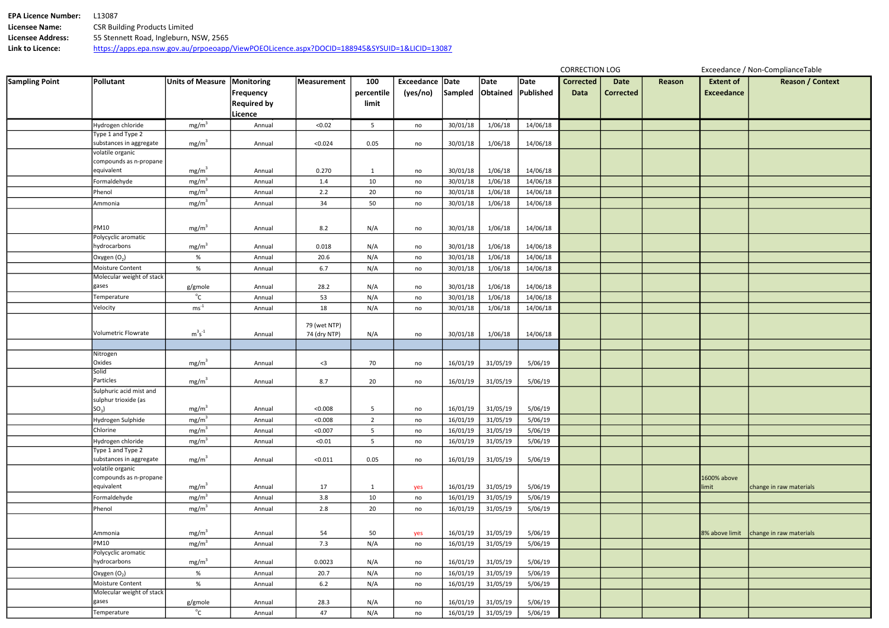**EPA Licence Number:** L13087
**Licensee Name:** CSR Building Products Limited
**Licensee Address:** 55 Stennett Road, Ingleburn, NSW, 2565
**Link to Licence:** https://apps.epa.nsw.gov.au/prpoeoapp/ViewPOEOLicence.aspx?DOCID=188945&SYSUID=1&LICID=13087

| Sampling Point | Pollutant | Units of Measure | Monitoring Frequency Required by Licence | Measurement | 100 percentile limit | Exceedance (yes/no) | Date Sampled | Date Obtained | Date Published | CORRECTION LOG Corrected Data | Date Corrected | Reason | Exceedance / Non-ComplianceTable Extent of Exceedance | Reason / Context |
|---|---|---|---|---|---|---|---|---|---|---|---|---|---|---|
| | Hydrogen chloride | $mg/m^3$ | Annual | <0.02 | 5 | no | 30/01/18 | 1/06/18 | 14/06/18 | | | | | |
| | Type 1 and Type 2 substances in aggregate | $mg/m^3$ | Annual | <0.024 | 0.05 | no | 30/01/18 | 1/06/18 | 14/06/18 | | | | | |
| | volatile organic compounds as n-propane equivalent | $mg/m^3$ | Annual | 0.270 | 1 | no | 30/01/18 | 1/06/18 | 14/06/18 | | | | | |
| | Formaldehyde | $mg/m^3$ | Annual | 1.4 | 10 | no | 30/01/18 | 1/06/18 | 14/06/18 | | | | | |
| | Phenol | $mg/m^3$ | Annual | 2.2 | 20 | no | 30/01/18 | 1/06/18 | 14/06/18 | | | | | |
| | Ammonia | $mg/m^3$ | Annual | 34 | 50 | no | 30/01/18 | 1/06/18 | 14/06/18 | | | | | |
| | PM10 | $mg/m^3$ | Annual | 8.2 | N/A | no | 30/01/18 | 1/06/18 | 14/06/18 | | | | | |
| | Polycyclic aromatic hydrocarbons | $mg/m^3$ | Annual | 0.018 | N/A | no | 30/01/18 | 1/06/18 | 14/06/18 | | | | | |
| | Oxygen ($O_2$) | % | Annual | 20.6 | N/A | no | 30/01/18 | 1/06/18 | 14/06/18 | | | | | |
| | Moisture Content | % | Annual | 6.7 | N/A | no | 30/01/18 | 1/06/18 | 14/06/18 | | | | | |
| | Molecular weight of stack gases | g/gmole | Annual | 28.2 | N/A | no | 30/01/18 | 1/06/18 | 14/06/18 | | | | | |
| | Temperature | $^{o}C$ | Annual | 53 | N/A | no | 30/01/18 | 1/06/18 | 14/06/18 | | | | | |
| | Velocity | $ms^{-1}$ | Annual | 18 | N/A | no | 30/01/18 | 1/06/18 | 14/06/18 | | | | | |
| | Volumetric Flowrate | $m^3s^{-1}$ | Annual | 79 (wet NTP) 74 (dry NTP) | N/A | no | 30/01/18 | 1/06/18 | 14/06/18 | | | | | |
| | | | | | | | | | | | | | | |
| | Nitrogen Oxides | $mg/m^3$ | Annual | <3 | 70 | no | 16/01/19 | 31/05/19 | 5/06/19 | | | | | |
| | Solid Particles | $mg/m^3$ | Annual | 8.7 | 20 | no | 16/01/19 | 31/05/19 | 5/06/19 | | | | | |
| | Sulphuric acid mist and sulphur trioxide (as $SO_3$) | $mg/m^3$ | Annual | <0.008 | 5 | no | 16/01/19 | 31/05/19 | 5/06/19 | | | | | |
| | Hydrogen Sulphide | $mg/m^3$ | Annual | <0.008 | 2 | no | 16/01/19 | 31/05/19 | 5/06/19 | | | | | |
| | Chlorine | $mg/m^3$ | Annual | <0.007 | 5 | no | 16/01/19 | 31/05/19 | 5/06/19 | | | | | |
| | Hydrogen chloride | $mg/m^3$ | Annual | <0.01 | 5 | no | 16/01/19 | 31/05/19 | 5/06/19 | | | | | |
| | Type 1 and Type 2 substances in aggregate | $mg/m^3$ | Annual | <0.011 | 0.05 | no | 16/01/19 | 31/05/19 | 5/06/19 | | | | | |
| | volatile organic compounds as n-propane equivalent | $mg/m^3$ | Annual | 17 | 1 | yes | 16/01/19 | 31/05/19 | 5/06/19 | | | | 1600% above limit | change in raw materials |
| | Formaldehyde | $mg/m^3$ | Annual | 3.8 | 10 | no | 16/01/19 | 31/05/19 | 5/06/19 | | | | | |
| | Phenol | $mg/m^3$ | Annual | 2.8 | 20 | no | 16/01/19 | 31/05/19 | 5/06/19 | | | | | |
| | Ammonia | $mg/m^3$ | Annual | 54 | 50 | yes | 16/01/19 | 31/05/19 | 5/06/19 | | | | 8% above limit | change in raw materials |
| | PM10 | $mg/m^3$ | Annual | 7.3 | N/A | no | 16/01/19 | 31/05/19 | 5/06/19 | | | | | |
| | Polycyclic aromatic hydrocarbons | $mg/m^3$ | Annual | 0.0023 | N/A | no | 16/01/19 | 31/05/19 | 5/06/19 | | | | | |
| | Oxygen ($O_2$) | % | Annual | 20.7 | N/A | no | 16/01/19 | 31/05/19 | 5/06/19 | | | | | |
| | Moisture Content | % | Annual | 6.2 | N/A | no | 16/01/19 | 31/05/19 | 5/06/19 | | | | | |
| | Molecular weight of stack gases | g/gmole | Annual | 28.3 | N/A | no | 16/01/19 | 31/05/19 | 5/06/19 | | | | | |
| | Temperature | $^{o}C$ | Annual | 47 | N/A | no | 16/01/19 | 31/05/19 | 5/06/19 | | | | | |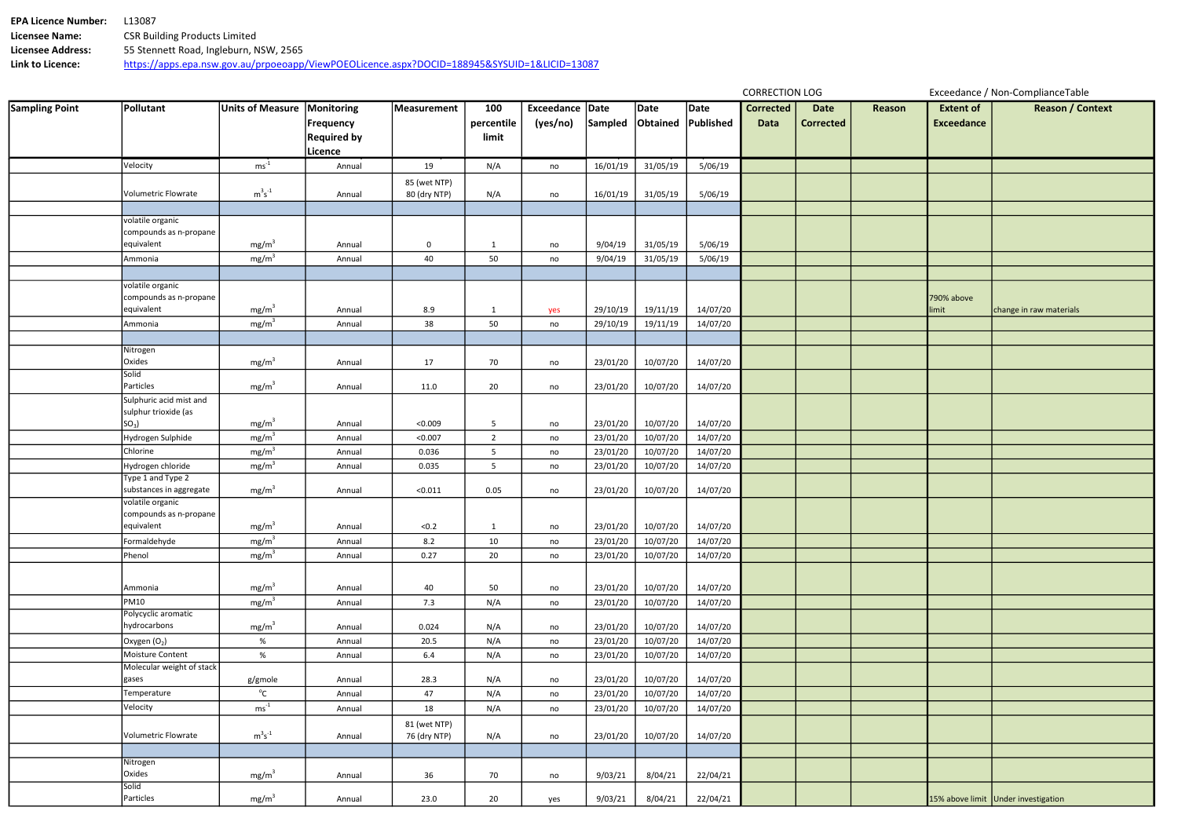**EPA Licence Number:** L13087
**Licensee Name:** CSR Building Products Limited
**Licensee Address:** 55 Stennett Road, Ingleburn, NSW, 2565
**Link to Licence:** https://apps.epa.nsw.gov.au/prpoeoapp/ViewPOEOLicence.aspx?DOCID=188945&SYSUID=1&LICID=13087

| Sampling Point | Pollutant | Units of Measure | Monitoring Frequency Required by Licence | Measurement | 100 percentile limit | Exceedance (yes/no) | Date Sampled | Date Obtained | Date Published | CORRECTION LOG Corrected Data | Date Corrected | Reason | Exceedance / Non-ComplianceTable Extent of Exceedance | Reason / Context |
|---|---|---|---|---|---|---|---|---|---|---|---|---|---|---|
| | Velocity | $ms^{-1}$ | Annual | 19 | N/A | no | 16/01/19 | 31/05/19 | 5/06/19 | | | | | |
| | Volumetric Flowrate | $m^3s^{-1}$ | Annual | 85 (wet NTP) 80 (dry NTP) | N/A | no | 16/01/19 | 31/05/19 | 5/06/19 | | | | | |
| | | | | | | | | | | | | | | |
| | volatile organic compounds as n-propane equivalent | $mg/m^3$ | Annual | 0 | 1 | no | 9/04/19 | 31/05/19 | 5/06/19 | | | | | |
| | Ammonia | $mg/m^3$ | Annual | 40 | 50 | no | 9/04/19 | 31/05/19 | 5/06/19 | | | | | |
| | | | | | | | | | | | | | | |
| | volatile organic compounds as n-propane equivalent | $mg/m^3$ | Annual | 8.9 | 1 | yes | 29/10/19 | 19/11/19 | 14/07/20 | | | | 790% above limit | change in raw materials |
| | Ammonia | $mg/m^3$ | Annual | 38 | 50 | no | 29/10/19 | 19/11/19 | 14/07/20 | | | | | |
| | | | | | | | | | | | | | | |
| | Nitrogen Oxides | $mg/m^3$ | Annual | 17 | 70 | no | 23/01/20 | 10/07/20 | 14/07/20 | | | | | |
| | Solid Particles | $mg/m^3$ | Annual | 11.0 | 20 | no | 23/01/20 | 10/07/20 | 14/07/20 | | | | | |
| | Sulphuric acid mist and sulphur trioxide (as $SO_3$) | $mg/m^3$ | Annual | <0.009 | 5 | no | 23/01/20 | 10/07/20 | 14/07/20 | | | | | |
| | Hydrogen Sulphide | $mg/m^3$ | Annual | <0.007 | 2 | no | 23/01/20 | 10/07/20 | 14/07/20 | | | | | |
| | Chlorine | $mg/m^3$ | Annual | 0.036 | 5 | no | 23/01/20 | 10/07/20 | 14/07/20 | | | | | |
| | Hydrogen chloride | $mg/m^3$ | Annual | 0.035 | 5 | no | 23/01/20 | 10/07/20 | 14/07/20 | | | | | |
| | Type 1 and Type 2 substances in aggregate | $mg/m^3$ | Annual | <0.011 | 0.05 | no | 23/01/20 | 10/07/20 | 14/07/20 | | | | | |
| | volatile organic compounds as n-propane equivalent | $mg/m^3$ | Annual | <0.2 | 1 | no | 23/01/20 | 10/07/20 | 14/07/20 | | | | | |
| | Formaldehyde | $mg/m^3$ | Annual | 8.2 | 10 | no | 23/01/20 | 10/07/20 | 14/07/20 | | | | | |
| | Phenol | $mg/m^3$ | Annual | 0.27 | 20 | no | 23/01/20 | 10/07/20 | 14/07/20 | | | | | |
| | Ammonia | $mg/m^3$ | Annual | 40 | 50 | no | 23/01/20 | 10/07/20 | 14/07/20 | | | | | |
| | PM10 | $mg/m^3$ | Annual | 7.3 | N/A | no | 23/01/20 | 10/07/20 | 14/07/20 | | | | | |
| | Polycyclic aromatic hydrocarbons | $mg/m^3$ | Annual | 0.024 | N/A | no | 23/01/20 | 10/07/20 | 14/07/20 | | | | | |
| | Oxygen ($O_2$) | % | Annual | 20.5 | N/A | no | 23/01/20 | 10/07/20 | 14/07/20 | | | | | |
| | Moisture Content | % | Annual | 6.4 | N/A | no | 23/01/20 | 10/07/20 | 14/07/20 | | | | | |
| | Molecular weight of stack gases | g/gmole | Annual | 28.3 | N/A | no | 23/01/20 | 10/07/20 | 14/07/20 | | | | | |
| | Temperature | °C | Annual | 47 | N/A | no | 23/01/20 | 10/07/20 | 14/07/20 | | | | | |
| | Velocity | $ms^{-1}$ | Annual | 18 | N/A | no | 23/01/20 | 10/07/20 | 14/07/20 | | | | | |
| | Volumetric Flowrate | $m^3s^{-1}$ | Annual | 81 (wet NTP) 76 (dry NTP) | N/A | no | 23/01/20 | 10/07/20 | 14/07/20 | | | | | |
| | | | | | | | | | | | | | | |
| | Nitrogen Oxides | $mg/m^3$ | Annual | 36 | 70 | no | 9/03/21 | 8/04/21 | 22/04/21 | | | | | |
| | Solid Particles | $mg/m^3$ | Annual | 23.0 | 20 | yes | 9/03/21 | 8/04/21 | 22/04/21 | | | | 15% above limit | Under investigation |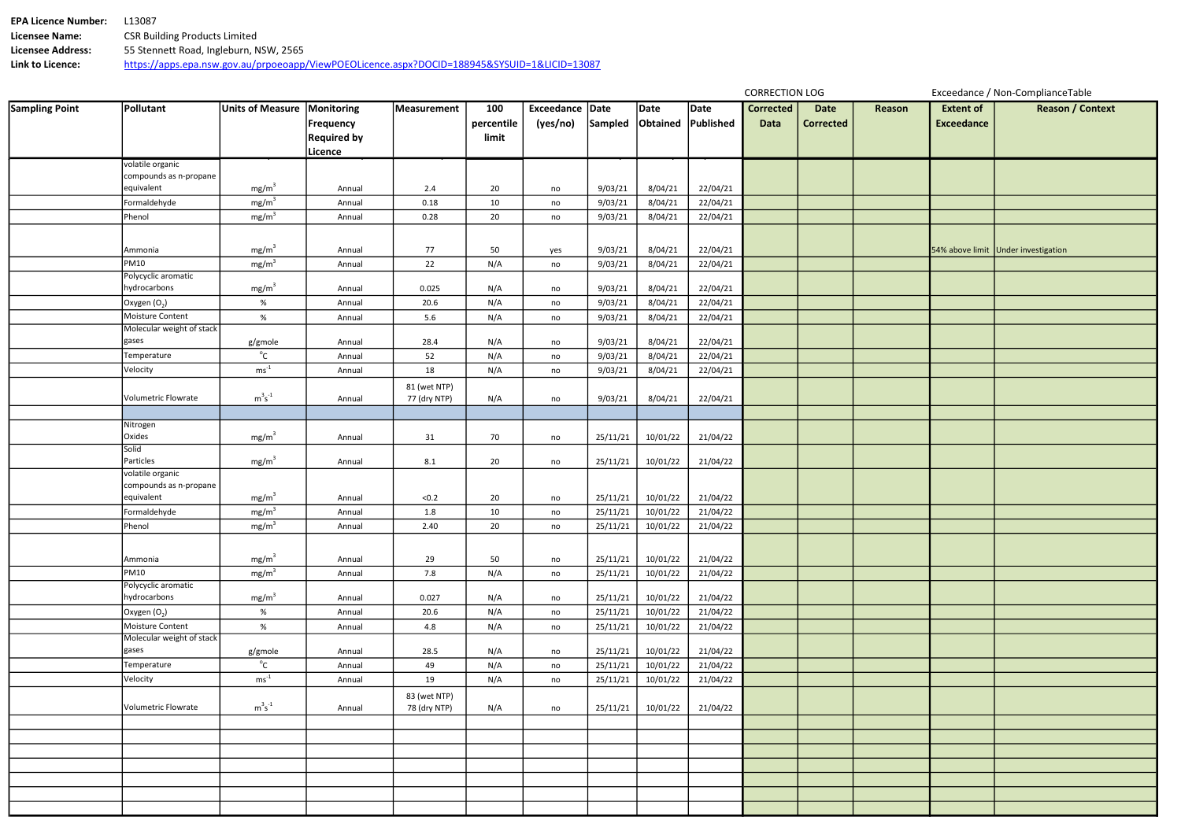**EPA Licence Number:** L13087
**Licensee Name:** CSR Building Products Limited
**Licensee Address:** 55 Stennett Road, Ingleburn, NSW, 2565
**Link to Licence:** https://apps.epa.nsw.gov.au/prpoeoapp/ViewPOEOLicence.aspx?DOCID=188945&SYSUID=1&LICID=13087

| Sampling Point | Pollutant | Units of Measure | Monitoring Frequency Required by Licence | Measurement | 100 percentile limit | Exceedance (yes/no) | Date Sampled | Date Obtained | Date Published | CORRECTION LOG Corrected Data | Date Corrected | Reason | Exceedance / Non-ComplianceTable Extent of Exceedance | Reason / Context |
|---|---|---|---|---|---|---|---|---|---|---|---|---|---|---|
| | volatile organic compounds as n-propane equivalent | $mg/m^3$ | Annual | 2.4 | 20 | no | 9/03/21 | 8/04/21 | 22/04/21 | | | | | |
| | Formaldehyde | $mg/m^3$ | Annual | 0.18 | 10 | no | 9/03/21 | 8/04/21 | 22/04/21 | | | | | |
| | Phenol | $mg/m^3$ | Annual | 0.28 | 20 | no | 9/03/21 | 8/04/21 | 22/04/21 | | | | | |
| | Ammonia | $mg/m^3$ | Annual | 77 | 50 | yes | 9/03/21 | 8/04/21 | 22/04/21 | | | | 54% above limit | Under investigation |
| | PM10 | $mg/m^3$ | Annual | 22 | N/A | no | 9/03/21 | 8/04/21 | 22/04/21 | | | | | |
| | Polycyclic aromatic hydrocarbons | $mg/m^3$ | Annual | 0.025 | N/A | no | 9/03/21 | 8/04/21 | 22/04/21 | | | | | |
| | Oxygen ($O_2$) | % | Annual | 20.6 | N/A | no | 9/03/21 | 8/04/21 | 22/04/21 | | | | | |
| | Moisture Content | % | Annual | 5.6 | N/A | no | 9/03/21 | 8/04/21 | 22/04/21 | | | | | |
| | Molecular weight of stack gases | g/gmole | Annual | 28.4 | N/A | no | 9/03/21 | 8/04/21 | 22/04/21 | | | | | |
| | Temperature | $^{o}C$ | Annual | 52 | N/A | no | 9/03/21 | 8/04/21 | 22/04/21 | | | | | |
| | Velocity | $ms^{-1}$ | Annual | 18 | N/A | no | 9/03/21 | 8/04/21 | 22/04/21 | | | | | |
| | Volumetric Flowrate | $m^3s^{-1}$ | Annual | 81 (wet NTP) 77 (dry NTP) | N/A | no | 9/03/21 | 8/04/21 | 22/04/21 | | | | | |
| | | | | | | | | | | | | | | |
| | Nitrogen Oxides | $mg/m^3$ | Annual | 31 | 70 | no | 25/11/21 | 10/01/22 | 21/04/22 | | | | | |
| | Solid Particles | $mg/m^3$ | Annual | 8.1 | 20 | no | 25/11/21 | 10/01/22 | 21/04/22 | | | | | |
| | volatile organic compounds as n-propane equivalent | $mg/m^3$ | Annual | <0.2 | 20 | no | 25/11/21 | 10/01/22 | 21/04/22 | | | | | |
| | Formaldehyde | $mg/m^3$ | Annual | 1.8 | 10 | no | 25/11/21 | 10/01/22 | 21/04/22 | | | | | |
| | Phenol | $mg/m^3$ | Annual | 2.40 | 20 | no | 25/11/21 | 10/01/22 | 21/04/22 | | | | | |
| | Ammonia | $mg/m^3$ | Annual | 29 | 50 | no | 25/11/21 | 10/01/22 | 21/04/22 | | | | | |
| | PM10 | $mg/m^3$ | Annual | 7.8 | N/A | no | 25/11/21 | 10/01/22 | 21/04/22 | | | | | |
| | Polycyclic aromatic hydrocarbons | $mg/m^3$ | Annual | 0.027 | N/A | no | 25/11/21 | 10/01/22 | 21/04/22 | | | | | |
| | Oxygen ($O_2$) | % | Annual | 20.6 | N/A | no | 25/11/21 | 10/01/22 | 21/04/22 | | | | | |
| | Moisture Content | % | Annual | 4.8 | N/A | no | 25/11/21 | 10/01/22 | 21/04/22 | | | | | |
| | Molecular weight of stack gases | g/gmole | Annual | 28.5 | N/A | no | 25/11/21 | 10/01/22 | 21/04/22 | | | | | |
| | Temperature | $^{o}C$ | Annual | 49 | N/A | no | 25/11/21 | 10/01/22 | 21/04/22 | | | | | |
| | Velocity | $ms^{-1}$ | Annual | 19 | N/A | no | 25/11/21 | 10/01/22 | 21/04/22 | | | | | |
| | Volumetric Flowrate | $m^3s^{-1}$ | Annual | 83 (wet NTP) 78 (dry NTP) | N/A | no | 25/11/21 | 10/01/22 | 21/04/22 | | | | | |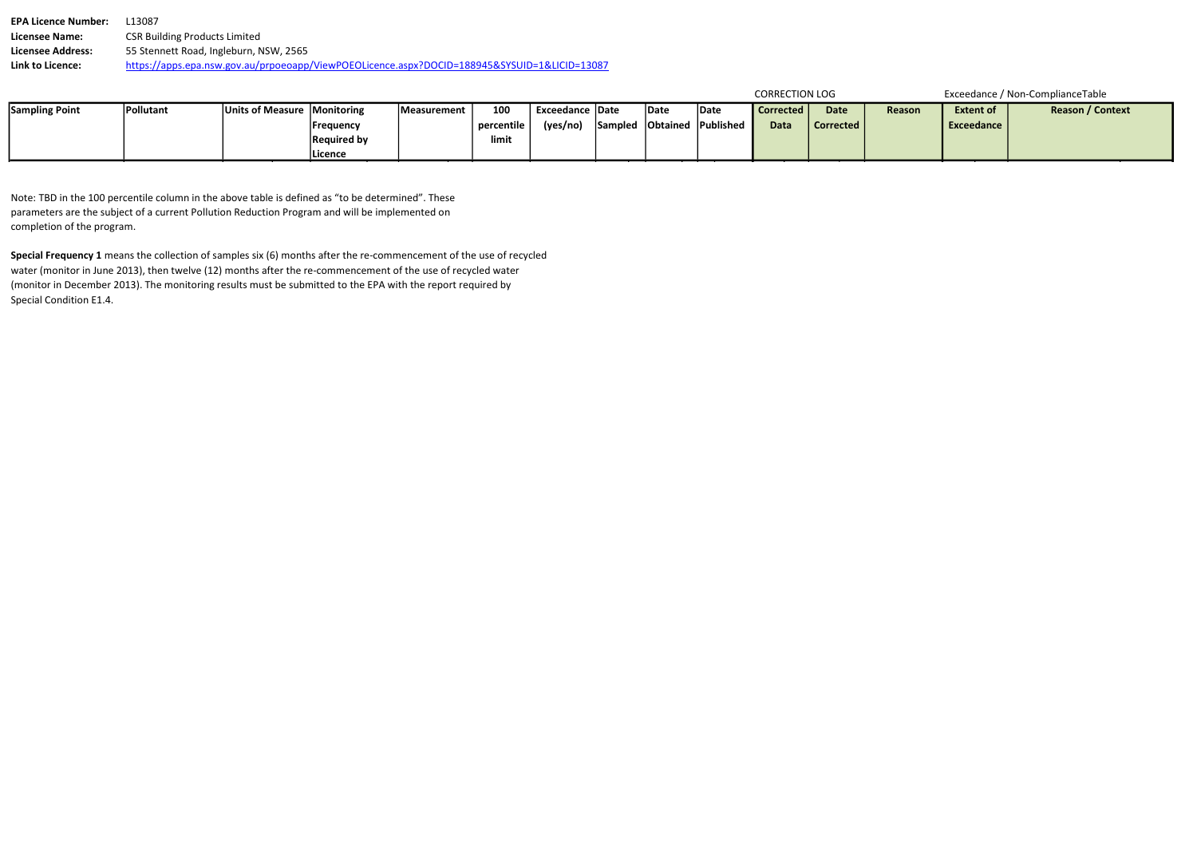**EPA Licence Number:** L13087
**Licensee Name:** CSR Building Products Limited
**Licensee Address:** 55 Stennett Road, Ingleburn, NSW, 2565
**Link to Licence:** https://apps.epa.nsw.gov.au/prpoeoapp/ViewPOEOLicence.aspx?DOCID=188945&SYSUID=1&LICID=13087

| | | | | | | | | | | CORRECTION LOG | | | Exceedance / Non-ComplianceTable | |
|---|---|---|---|---|---|---|---|---|---|---|---|---|---|---|
| **Sampling Point** | **Pollutant** | **Units of Measure** | **Monitoring Frequency Required by Licence** | **Measurement** | **100 percentile limit** | **Exceedance (yes/no)** | **Date Sampled** | **Date Obtained** | **Date Published** | **Corrected Data** | **Date Corrected** | **Reason** | **Extent of Exceedance** | **Reason / Context** |

Note: TBD in the 100 percentile column in the above table is defined as "to be determined". These parameters are the subject of a current Pollution Reduction Program and will be implemented on completion of the program.

**Special Frequency 1** means the collection of samples six (6) months after the re-commencement of the use of recycled water (monitor in June 2013), then twelve (12) months after the re-commencement of the use of recycled water (monitor in December 2013). The monitoring results must be submitted to the EPA with the report required by Special Condition E1.4.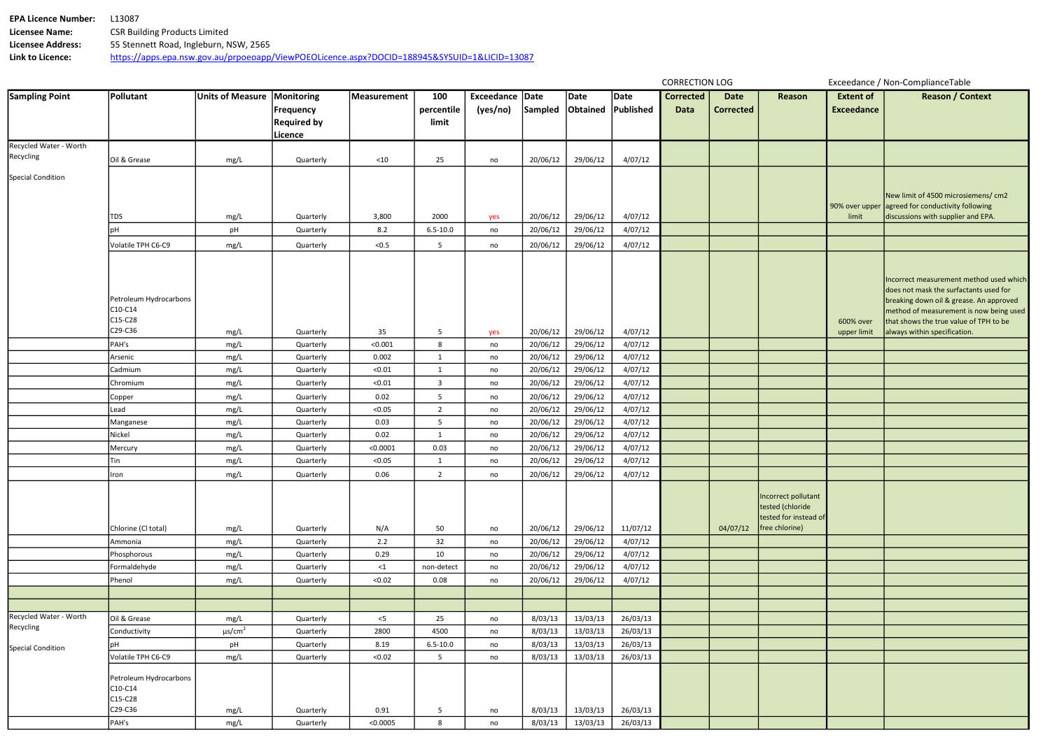**EPA Licence Number:** L13087
**Licensee Name:** CSR Building Products Limited
**Licensee Address:** 55 Stennett Road, Ingleburn, NSW, 2565
**Link to Licence:** https://apps.epa.nsw.gov.au/prpoeoapp/ViewPOEOLicence.aspx?DOCID=188945&SYSUID=1&LICID=13087

| | | | | | | | | | | CORRECTION LOG | | | Exceedance / Non-ComplianceTable | |
|---|---|---|---|---|---|---|---|---|---|---|---|---|---|---|
| **Sampling Point** | **Pollutant** | **Units of Measure** | **Monitoring Frequency Required by Licence** | **Measurement** | **100 percentile limit** | **Exceedance (yes/no)** | **Date Sampled** | **Date Obtained** | **Date Published** | **Corrected Data** | **Date Corrected** | **Reason** | **Extent of Exceedance** | **Reason / Context** |
| Recycled Water - Worth Recycling | Oil & Grease | mg/L | Quarterly | <10 | 25 | no | 20/06/12 | 29/06/12 | 4/07/12 | | | | | |
| Special Condition | TDS | mg/L | Quarterly | 3,800 | 2000 | yes | 20/06/12 | 29/06/12 | 4/07/12 | | | | 90% over upper limit | New limit of 4500 microsiemens/ cm2 agreed for conductivity following discussions with supplier and EPA. |
| | pH | pH | Quarterly | 8.2 | 6.5-10.0 | no | 20/06/12 | 29/06/12 | 4/07/12 | | | | | |
| | Volatile TPH C6-C9 | mg/L | Quarterly | <0.5 | 5 | no | 20/06/12 | 29/06/12 | 4/07/12 | | | | | |
| | Petroleum Hydrocarbons C10-C14 C15-C28 C29-C36 | mg/L | Quarterly | 35 | 5 | yes | 20/06/12 | 29/06/12 | 4/07/12 | | | | 600% over upper limit | Incorrect measurement method used which does not mask the surfactants used for breaking down oil & grease. An approved method of measurement is now being used that shows the true value of TPH to be always within specification. |
| | PAH's | mg/L | Quarterly | <0.001 | 8 | no | 20/06/12 | 29/06/12 | 4/07/12 | | | | | |
| | Arsenic | mg/L | Quarterly | 0.002 | 1 | no | 20/06/12 | 29/06/12 | 4/07/12 | | | | | |
| | Cadmium | mg/L | Quarterly | <0.01 | 1 | no | 20/06/12 | 29/06/12 | 4/07/12 | | | | | |
| | Chromium | mg/L | Quarterly | <0.01 | 3 | no | 20/06/12 | 29/06/12 | 4/07/12 | | | | | |
| | Copper | mg/L | Quarterly | 0.02 | 5 | no | 20/06/12 | 29/06/12 | 4/07/12 | | | | | |
| | Lead | mg/L | Quarterly | <0.05 | 2 | no | 20/06/12 | 29/06/12 | 4/07/12 | | | | | |
| | Manganese | mg/L | Quarterly | 0.03 | 5 | no | 20/06/12 | 29/06/12 | 4/07/12 | | | | | |
| | Nickel | mg/L | Quarterly | 0.02 | 1 | no | 20/06/12 | 29/06/12 | 4/07/12 | | | | | |
| | Mercury | mg/L | Quarterly | <0.0001 | 0.03 | no | 20/06/12 | 29/06/12 | 4/07/12 | | | | | |
| | Tin | mg/L | Quarterly | <0.05 | 1 | no | 20/06/12 | 29/06/12 | 4/07/12 | | | | | |
| | Iron | mg/L | Quarterly | 0.06 | 2 | no | 20/06/12 | 29/06/12 | 4/07/12 | | | | | |
| | Chlorine (Cl total) | mg/L | Quarterly | N/A | 50 | no | 20/06/12 | 29/06/12 | 11/07/12 | | 04/07/12 | Incorrect pollutant tested (chloride tested for instead of free chlorine) | | |
| | Ammonia | mg/L | Quarterly | 2.2 | 32 | no | 20/06/12 | 29/06/12 | 4/07/12 | | | | | |
| | Phosphorous | mg/L | Quarterly | 0.29 | 10 | no | 20/06/12 | 29/06/12 | 4/07/12 | | | | | |
| | Formaldehyde | mg/L | Quarterly | <1 | non-detect | no | 20/06/12 | 29/06/12 | 4/07/12 | | | | | |
| | Phenol | mg/L | Quarterly | <0.02 | 0.08 | no | 20/06/12 | 29/06/12 | 4/07/12 | | | | | |
| | | | | | | | | | | | | | | |
| | | | | | | | | | | | | | | |
| Recycled Water - Worth Recycling | Oil & Grease | mg/L | Quarterly | <5 | 25 | no | 8/03/13 | 13/03/13 | 26/03/13 | | | | | |
| | Conductivity | µs/cm$^2$ | Quarterly | 2800 | 4500 | no | 8/03/13 | 13/03/13 | 26/03/13 | | | | | |
| Special Condition | pH | pH | Quarterly | 8.19 | 6.5-10.0 | no | 8/03/13 | 13/03/13 | 26/03/13 | | | | | |
| | Volatile TPH C6-C9 | mg/L | Quarterly | <0.02 | 5 | no | 8/03/13 | 13/03/13 | 26/03/13 | | | | | |
| | Petroleum Hydrocarbons C10-C14 C15-C28 C29-C36 | mg/L | Quarterly | 0.91 | 5 | no | 8/03/13 | 13/03/13 | 26/03/13 | | | | | |
| | PAH's | mg/L | Quarterly | <0.0005 | 8 | no | 8/03/13 | 13/03/13 | 26/03/13 | | | | | |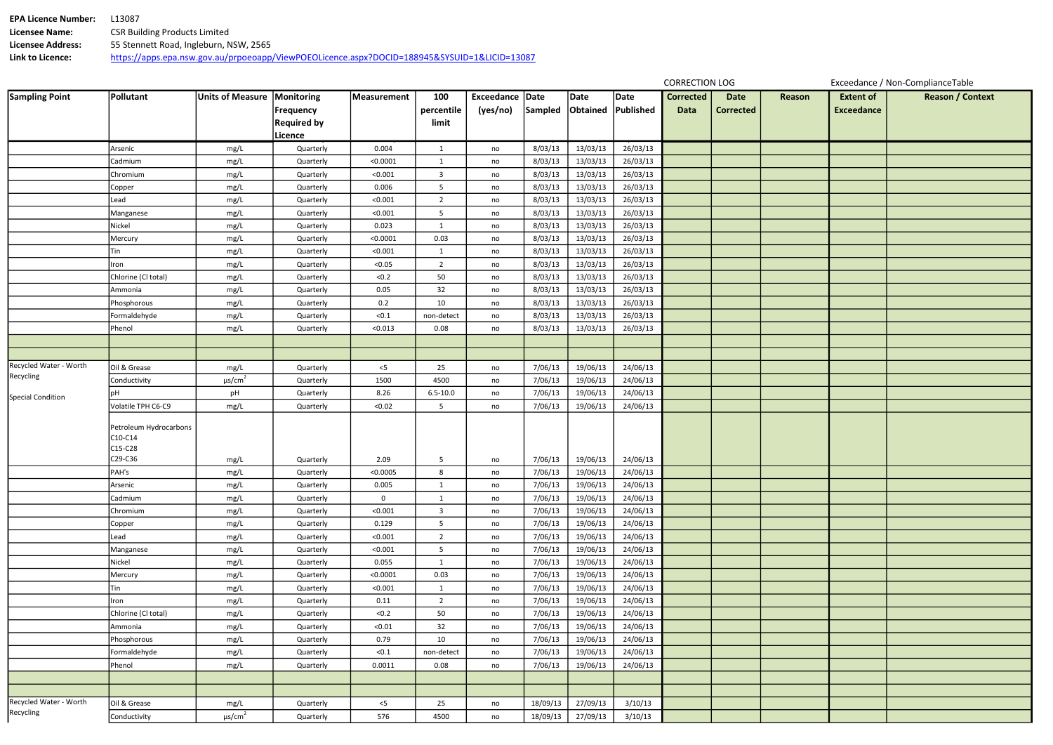**EPA Licence Number:** L13087
**Licensee Name:** CSR Building Products Limited
**Licensee Address:** 55 Stennett Road, Ingleburn, NSW, 2565
**Link to Licence:** https://apps.epa.nsw.gov.au/prpoeoapp/ViewPOEOLicence.aspx?DOCID=188945&SYSUID=1&LICID=13087

| | | | | | | | | | | CORRECTION LOG | | | Exceedance / Non-ComplianceTable | |
|---|---|---|---|---|---|---|---|---|---|---|---|---|---|---|
| **Sampling Point** | **Pollutant** | **Units of Measure** | **Monitoring Frequency Required by Licence** | **Measurement** | **100 percentile limit** | **Exceedance (yes/no)** | **Date Sampled** | **Date Obtained** | **Date Published** | **Corrected Data** | **Date Corrected** | **Reason** | **Extent of Exceedance** | **Reason / Context** |
| | Arsenic | mg/L | Quarterly | 0.004 | 1 | no | 8/03/13 | 13/03/13 | 26/03/13 | | | | | |
| | Cadmium | mg/L | Quarterly | <0.0001 | 1 | no | 8/03/13 | 13/03/13 | 26/03/13 | | | | | |
| | Chromium | mg/L | Quarterly | <0.001 | 3 | no | 8/03/13 | 13/03/13 | 26/03/13 | | | | | |
| | Copper | mg/L | Quarterly | 0.006 | 5 | no | 8/03/13 | 13/03/13 | 26/03/13 | | | | | |
| | Lead | mg/L | Quarterly | <0.001 | 2 | no | 8/03/13 | 13/03/13 | 26/03/13 | | | | | |
| | Manganese | mg/L | Quarterly | <0.001 | 5 | no | 8/03/13 | 13/03/13 | 26/03/13 | | | | | |
| | Nickel | mg/L | Quarterly | 0.023 | 1 | no | 8/03/13 | 13/03/13 | 26/03/13 | | | | | |
| | Mercury | mg/L | Quarterly | <0.0001 | 0.03 | no | 8/03/13 | 13/03/13 | 26/03/13 | | | | | |
| | Tin | mg/L | Quarterly | <0.001 | 1 | no | 8/03/13 | 13/03/13 | 26/03/13 | | | | | |
| | Iron | mg/L | Quarterly | <0.05 | 2 | no | 8/03/13 | 13/03/13 | 26/03/13 | | | | | |
| | Chlorine (Cl total) | mg/L | Quarterly | <0.2 | 50 | no | 8/03/13 | 13/03/13 | 26/03/13 | | | | | |
| | Ammonia | mg/L | Quarterly | 0.05 | 32 | no | 8/03/13 | 13/03/13 | 26/03/13 | | | | | |
| | Phosphorous | mg/L | Quarterly | 0.2 | 10 | no | 8/03/13 | 13/03/13 | 26/03/13 | | | | | |
| | Formaldehyde | mg/L | Quarterly | <0.1 | non-detect | no | 8/03/13 | 13/03/13 | 26/03/13 | | | | | |
| | Phenol | mg/L | Quarterly | <0.013 | 0.08 | no | 8/03/13 | 13/03/13 | 26/03/13 | | | | | |
| | | | | | | | | | | | | | | |
| | | | | | | | | | | | | | | |
| Recycled Water - Worth Recycling | Oil & Grease | mg/L | Quarterly | <5 | 25 | no | 7/06/13 | 19/06/13 | 24/06/13 | | | | | |
| | Conductivity | μs/cm$^2$ | Quarterly | 1500 | 4500 | no | 7/06/13 | 19/06/13 | 24/06/13 | | | | | |
| Special Condition | pH | pH | Quarterly | 8.26 | 6.5-10.0 | no | 7/06/13 | 19/06/13 | 24/06/13 | | | | | |
| | Volatile TPH C6-C9 | mg/L | Quarterly | <0.02 | 5 | no | 7/06/13 | 19/06/13 | 24/06/13 | | | | | |
| | Petroleum Hydrocarbons C10-C14 C15-C28 C29-C36 | mg/L | Quarterly | 2.09 | 5 | no | 7/06/13 | 19/06/13 | 24/06/13 | | | | | |
| | PAH's | mg/L | Quarterly | <0.0005 | 8 | no | 7/06/13 | 19/06/13 | 24/06/13 | | | | | |
| | Arsenic | mg/L | Quarterly | 0.005 | 1 | no | 7/06/13 | 19/06/13 | 24/06/13 | | | | | |
| | Cadmium | mg/L | Quarterly | 0 | 1 | no | 7/06/13 | 19/06/13 | 24/06/13 | | | | | |
| | Chromium | mg/L | Quarterly | <0.001 | 3 | no | 7/06/13 | 19/06/13 | 24/06/13 | | | | | |
| | Copper | mg/L | Quarterly | 0.129 | 5 | no | 7/06/13 | 19/06/13 | 24/06/13 | | | | | |
| | Lead | mg/L | Quarterly | <0.001 | 2 | no | 7/06/13 | 19/06/13 | 24/06/13 | | | | | |
| | Manganese | mg/L | Quarterly | <0.001 | 5 | no | 7/06/13 | 19/06/13 | 24/06/13 | | | | | |
| | Nickel | mg/L | Quarterly | 0.055 | 1 | no | 7/06/13 | 19/06/13 | 24/06/13 | | | | | |
| | Mercury | mg/L | Quarterly | <0.0001 | 0.03 | no | 7/06/13 | 19/06/13 | 24/06/13 | | | | | |
| | Tin | mg/L | Quarterly | <0.001 | 1 | no | 7/06/13 | 19/06/13 | 24/06/13 | | | | | |
| | Iron | mg/L | Quarterly | 0.11 | 2 | no | 7/06/13 | 19/06/13 | 24/06/13 | | | | | |
| | Chlorine (Cl total) | mg/L | Quarterly | <0.2 | 50 | no | 7/06/13 | 19/06/13 | 24/06/13 | | | | | |
| | Ammonia | mg/L | Quarterly | <0.01 | 32 | no | 7/06/13 | 19/06/13 | 24/06/13 | | | | | |
| | Phosphorous | mg/L | Quarterly | 0.79 | 10 | no | 7/06/13 | 19/06/13 | 24/06/13 | | | | | |
| | Formaldehyde | mg/L | Quarterly | <0.1 | non-detect | no | 7/06/13 | 19/06/13 | 24/06/13 | | | | | |
| | Phenol | mg/L | Quarterly | 0.0011 | 0.08 | no | 7/06/13 | 19/06/13 | 24/06/13 | | | | | |
| | | | | | | | | | | | | | | |
| | | | | | | | | | | | | | | |
| Recycled Water - Worth Recycling | Oil & Grease | mg/L | Quarterly | <5 | 25 | no | 18/09/13 | 27/09/13 | 3/10/13 | | | | | |
| | Conductivity | μs/cm$^2$ | Quarterly | 576 | 4500 | no | 18/09/13 | 27/09/13 | 3/10/13 | | | | | |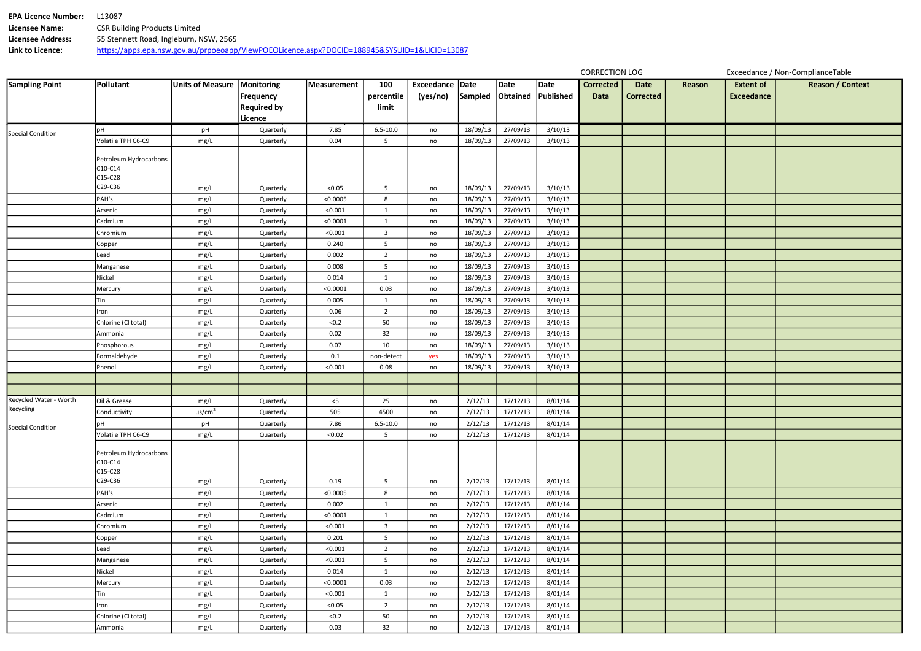**EPA Licence Number:** L13087
**Licensee Name:** CSR Building Products Limited
**Licensee Address:** 55 Stennett Road, Ingleburn, NSW, 2565
**Link to Licence:** https://apps.epa.nsw.gov.au/prpoeoapp/ViewPOEOLicence.aspx?DOCID=188945&SYSUID=1&LICID=13087

| | | | | | | | | | | CORRECTION LOG | | | Exceedance / Non-ComplianceTable | |
|---|---|---|---|---|---|---|---|---|---|---|---|---|---|---|
| **Sampling Point** | **Pollutant** | **Units of Measure** | **Monitoring Frequency Required by Licence** | **Measurement** | **100 percentile limit** | **Exceedance (yes/no)** | **Date Sampled** | **Date Obtained** | **Date Published** | **Corrected Data** | **Date Corrected** | **Reason** | **Extent of Exceedance** | **Reason / Context** |
| Special Condition | pH | pH | Quarterly | 7.85 | 6.5-10.0 | no | 18/09/13 | 27/09/13 | 3/10/13 | | | | | |
| | Volatile TPH C6-C9 | mg/L | Quarterly | 0.04 | 5 | no | 18/09/13 | 27/09/13 | 3/10/13 | | | | | |
| | Petroleum Hydrocarbons C10-C14 C15-C28 C29-C36 | mg/L | Quarterly | <0.05 | 5 | no | 18/09/13 | 27/09/13 | 3/10/13 | | | | | |
| | PAH's | mg/L | Quarterly | <0.0005 | 8 | no | 18/09/13 | 27/09/13 | 3/10/13 | | | | | |
| | Arsenic | mg/L | Quarterly | <0.001 | 1 | no | 18/09/13 | 27/09/13 | 3/10/13 | | | | | |
| | Cadmium | mg/L | Quarterly | <0.0001 | 1 | no | 18/09/13 | 27/09/13 | 3/10/13 | | | | | |
| | Chromium | mg/L | Quarterly | <0.001 | 3 | no | 18/09/13 | 27/09/13 | 3/10/13 | | | | | |
| | Copper | mg/L | Quarterly | 0.240 | 5 | no | 18/09/13 | 27/09/13 | 3/10/13 | | | | | |
| | Lead | mg/L | Quarterly | 0.002 | 2 | no | 18/09/13 | 27/09/13 | 3/10/13 | | | | | |
| | Manganese | mg/L | Quarterly | 0.008 | 5 | no | 18/09/13 | 27/09/13 | 3/10/13 | | | | | |
| | Nickel | mg/L | Quarterly | 0.014 | 1 | no | 18/09/13 | 27/09/13 | 3/10/13 | | | | | |
| | Mercury | mg/L | Quarterly | <0.0001 | 0.03 | no | 18/09/13 | 27/09/13 | 3/10/13 | | | | | |
| | Tin | mg/L | Quarterly | 0.005 | 1 | no | 18/09/13 | 27/09/13 | 3/10/13 | | | | | |
| | Iron | mg/L | Quarterly | 0.06 | 2 | no | 18/09/13 | 27/09/13 | 3/10/13 | | | | | |
| | Chlorine (Cl total) | mg/L | Quarterly | <0.2 | 50 | no | 18/09/13 | 27/09/13 | 3/10/13 | | | | | |
| | Ammonia | mg/L | Quarterly | 0.02 | 32 | no | 18/09/13 | 27/09/13 | 3/10/13 | | | | | |
| | Phosphorous | mg/L | Quarterly | 0.07 | 10 | no | 18/09/13 | 27/09/13 | 3/10/13 | | | | | |
| | Formaldehyde | mg/L | Quarterly | 0.1 | non-detect | yes | 18/09/13 | 27/09/13 | 3/10/13 | | | | | |
| | Phenol | mg/L | Quarterly | <0.001 | 0.08 | no | 18/09/13 | 27/09/13 | 3/10/13 | | | | | |
| | | | | | | | | | | | | | | |
| | | | | | | | | | | | | | | |
| Recycled Water - Worth Recycling | Oil & Grease | mg/L | Quarterly | <5 | 25 | no | 2/12/13 | 17/12/13 | 8/01/14 | | | | | |
| | Conductivity | μs/cm$^2$ | Quarterly | 505 | 4500 | no | 2/12/13 | 17/12/13 | 8/01/14 | | | | | |
| Special Condition | pH | pH | Quarterly | 7.86 | 6.5-10.0 | no | 2/12/13 | 17/12/13 | 8/01/14 | | | | | |
| | Volatile TPH C6-C9 | mg/L | Quarterly | <0.02 | 5 | no | 2/12/13 | 17/12/13 | 8/01/14 | | | | | |
| | Petroleum Hydrocarbons C10-C14 C15-C28 C29-C36 | mg/L | Quarterly | 0.19 | 5 | no | 2/12/13 | 17/12/13 | 8/01/14 | | | | | |
| | PAH's | mg/L | Quarterly | <0.0005 | 8 | no | 2/12/13 | 17/12/13 | 8/01/14 | | | | | |
| | Arsenic | mg/L | Quarterly | 0.002 | 1 | no | 2/12/13 | 17/12/13 | 8/01/14 | | | | | |
| | Cadmium | mg/L | Quarterly | <0.0001 | 1 | no | 2/12/13 | 17/12/13 | 8/01/14 | | | | | |
| | Chromium | mg/L | Quarterly | <0.001 | 3 | no | 2/12/13 | 17/12/13 | 8/01/14 | | | | | |
| | Copper | mg/L | Quarterly | 0.201 | 5 | no | 2/12/13 | 17/12/13 | 8/01/14 | | | | | |
| | Lead | mg/L | Quarterly | <0.001 | 2 | no | 2/12/13 | 17/12/13 | 8/01/14 | | | | | |
| | Manganese | mg/L | Quarterly | <0.001 | 5 | no | 2/12/13 | 17/12/13 | 8/01/14 | | | | | |
| | Nickel | mg/L | Quarterly | 0.014 | 1 | no | 2/12/13 | 17/12/13 | 8/01/14 | | | | | |
| | Mercury | mg/L | Quarterly | <0.0001 | 0.03 | no | 2/12/13 | 17/12/13 | 8/01/14 | | | | | |
| | Tin | mg/L | Quarterly | <0.001 | 1 | no | 2/12/13 | 17/12/13 | 8/01/14 | | | | | |
| | Iron | mg/L | Quarterly | <0.05 | 2 | no | 2/12/13 | 17/12/13 | 8/01/14 | | | | | |
| | Chlorine (Cl total) | mg/L | Quarterly | <0.2 | 50 | no | 2/12/13 | 17/12/13 | 8/01/14 | | | | | |
| | Ammonia | mg/L | Quarterly | 0.03 | 32 | no | 2/12/13 | 17/12/13 | 8/01/14 | | | | | |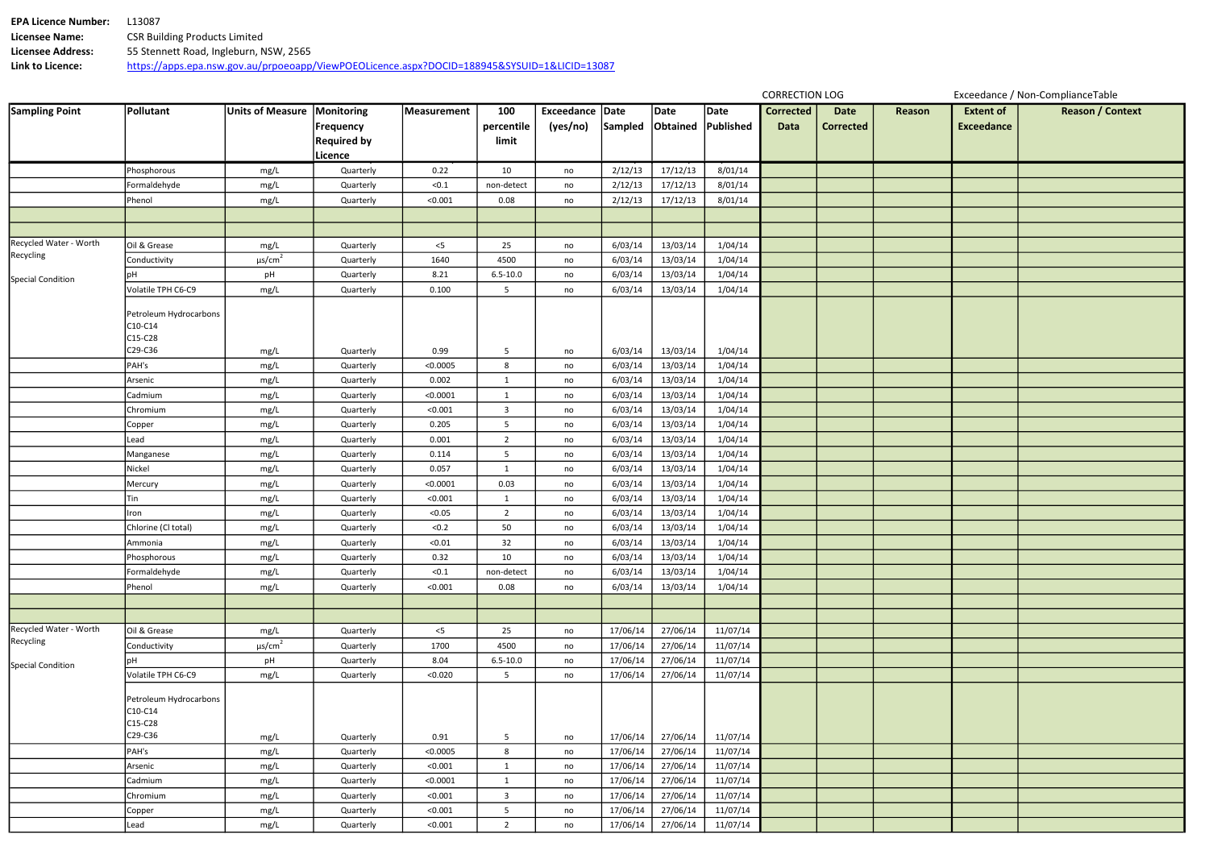**EPA Licence Number:** L13087
**Licensee Name:** CSR Building Products Limited
**Licensee Address:** 55 Stennett Road, Ingleburn, NSW, 2565
**Link to Licence:** https://apps.epa.nsw.gov.au/prpoeoapp/ViewPOEOLicence.aspx?DOCID=188945&SYSUID=1&LICID=13087

| Sampling Point | Pollutant | Units of Measure | Monitoring Frequency Required by Licence | Measurement | 100 percentile limit | Exceedance (yes/no) | Date Sampled | Date Obtained | Date Published | CORRECTION LOG Corrected Data | Date Corrected | Reason | Exceedance / Non-ComplianceTable Extent of Exceedance | Reason / Context |
|---|---|---|---|---|---|---|---|---|---|---|---|---|---|---|
| | Phosphorous | mg/L | Quarterly | 0.22 | 10 | no | 2/12/13 | 17/12/13 | 8/01/14 | | | | | |
| | Formaldehyde | mg/L | Quarterly | <0.1 | non-detect | no | 2/12/13 | 17/12/13 | 8/01/14 | | | | | |
| | Phenol | mg/L | Quarterly | <0.001 | 0.08 | no | 2/12/13 | 17/12/13 | 8/01/14 | | | | | |
| | | | | | | | | | | | | | | |
| | | | | | | | | | | | | | | |
| Recycled Water - Worth Recycling Special Condition | Oil & Grease | mg/L | Quarterly | <5 | 25 | no | 6/03/14 | 13/03/14 | 1/04/14 | | | | | |
| | Conductivity | μs/cm$^2$ | Quarterly | 1640 | 4500 | no | 6/03/14 | 13/03/14 | 1/04/14 | | | | | |
| | pH | pH | Quarterly | 8.21 | 6.5-10.0 | no | 6/03/14 | 13/03/14 | 1/04/14 | | | | | |
| | Volatile TPH C6-C9 | mg/L | Quarterly | 0.100 | 5 | no | 6/03/14 | 13/03/14 | 1/04/14 | | | | | |
| | Petroleum Hydrocarbons C10-C14 C15-C28 C29-C36 | mg/L | Quarterly | 0.99 | 5 | no | 6/03/14 | 13/03/14 | 1/04/14 | | | | | |
| | PAH's | mg/L | Quarterly | <0.0005 | 8 | no | 6/03/14 | 13/03/14 | 1/04/14 | | | | | |
| | Arsenic | mg/L | Quarterly | 0.002 | 1 | no | 6/03/14 | 13/03/14 | 1/04/14 | | | | | |
| | Cadmium | mg/L | Quarterly | <0.0001 | 1 | no | 6/03/14 | 13/03/14 | 1/04/14 | | | | | |
| | Chromium | mg/L | Quarterly | <0.001 | 3 | no | 6/03/14 | 13/03/14 | 1/04/14 | | | | | |
| | Copper | mg/L | Quarterly | 0.205 | 5 | no | 6/03/14 | 13/03/14 | 1/04/14 | | | | | |
| | Lead | mg/L | Quarterly | 0.001 | 2 | no | 6/03/14 | 13/03/14 | 1/04/14 | | | | | |
| | Manganese | mg/L | Quarterly | 0.114 | 5 | no | 6/03/14 | 13/03/14 | 1/04/14 | | | | | |
| | Nickel | mg/L | Quarterly | 0.057 | 1 | no | 6/03/14 | 13/03/14 | 1/04/14 | | | | | |
| | Mercury | mg/L | Quarterly | <0.0001 | 0.03 | no | 6/03/14 | 13/03/14 | 1/04/14 | | | | | |
| | Tin | mg/L | Quarterly | <0.001 | 1 | no | 6/03/14 | 13/03/14 | 1/04/14 | | | | | |
| | Iron | mg/L | Quarterly | <0.05 | 2 | no | 6/03/14 | 13/03/14 | 1/04/14 | | | | | |
| | Chlorine (Cl total) | mg/L | Quarterly | <0.2 | 50 | no | 6/03/14 | 13/03/14 | 1/04/14 | | | | | |
| | Ammonia | mg/L | Quarterly | <0.01 | 32 | no | 6/03/14 | 13/03/14 | 1/04/14 | | | | | |
| | Phosphorous | mg/L | Quarterly | 0.32 | 10 | no | 6/03/14 | 13/03/14 | 1/04/14 | | | | | |
| | Formaldehyde | mg/L | Quarterly | <0.1 | non-detect | no | 6/03/14 | 13/03/14 | 1/04/14 | | | | | |
| | Phenol | mg/L | Quarterly | <0.001 | 0.08 | no | 6/03/14 | 13/03/14 | 1/04/14 | | | | | |
| | | | | | | | | | | | | | | |
| | | | | | | | | | | | | | | |
| Recycled Water - Worth Recycling Special Condition | Oil & Grease | mg/L | Quarterly | <5 | 25 | no | 17/06/14 | 27/06/14 | 11/07/14 | | | | | |
| | Conductivity | μs/cm$^2$ | Quarterly | 1700 | 4500 | no | 17/06/14 | 27/06/14 | 11/07/14 | | | | | |
| | pH | pH | Quarterly | 8.04 | 6.5-10.0 | no | 17/06/14 | 27/06/14 | 11/07/14 | | | | | |
| | Volatile TPH C6-C9 | mg/L | Quarterly | <0.020 | 5 | no | 17/06/14 | 27/06/14 | 11/07/14 | | | | | |
| | Petroleum Hydrocarbons C10-C14 C15-C28 C29-C36 | mg/L | Quarterly | 0.91 | 5 | no | 17/06/14 | 27/06/14 | 11/07/14 | | | | | |
| | PAH's | mg/L | Quarterly | <0.0005 | 8 | no | 17/06/14 | 27/06/14 | 11/07/14 | | | | | |
| | Arsenic | mg/L | Quarterly | <0.001 | 1 | no | 17/06/14 | 27/06/14 | 11/07/14 | | | | | |
| | Cadmium | mg/L | Quarterly | <0.0001 | 1 | no | 17/06/14 | 27/06/14 | 11/07/14 | | | | | |
| | Chromium | mg/L | Quarterly | <0.001 | 3 | no | 17/06/14 | 27/06/14 | 11/07/14 | | | | | |
| | Copper | mg/L | Quarterly | <0.001 | 5 | no | 17/06/14 | 27/06/14 | 11/07/14 | | | | | |
| | Lead | mg/L | Quarterly | <0.001 | 2 | no | 17/06/14 | 27/06/14 | 11/07/14 | | | | | |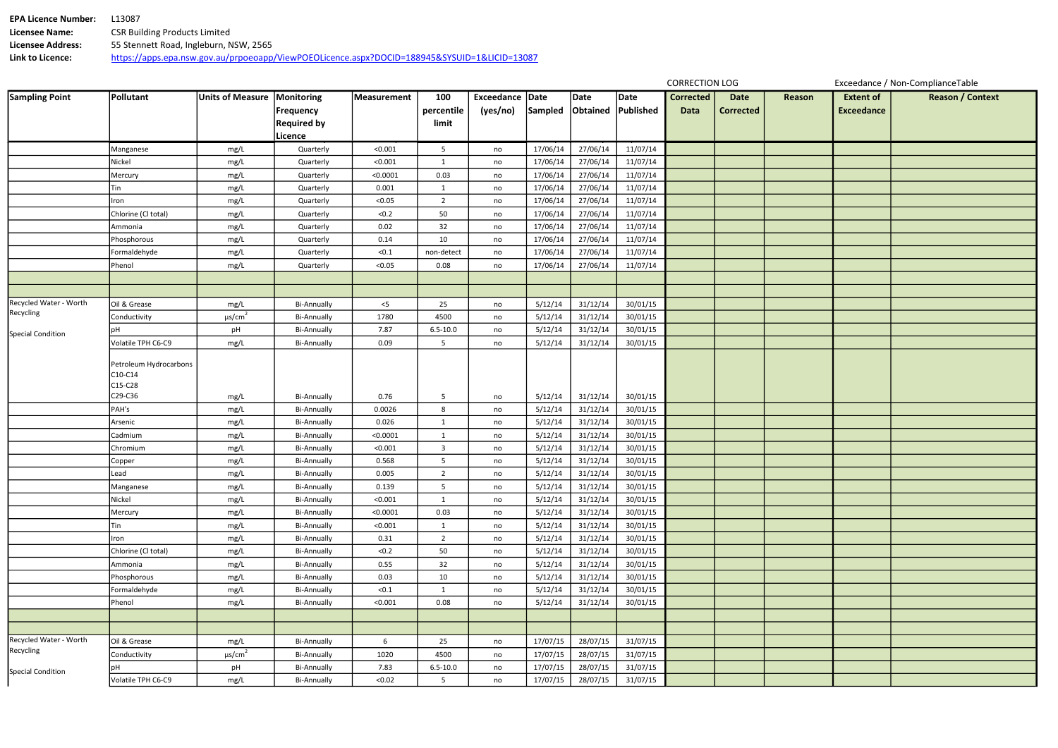**EPA Licence Number:** L13087
**Licensee Name:** CSR Building Products Limited
**Licensee Address:** 55 Stennett Road, Ingleburn, NSW, 2565
**Link to Licence:** https://apps.epa.nsw.gov.au/prpoeoapp/ViewPOEOLicence.aspx?DOCID=188945&SYSUID=1&LICID=13087

| Sampling Point | Pollutant | Units of Measure | Monitoring Frequency Required by Licence | Measurement | 100 percentile limit | Exceedance (yes/no) | Date Sampled | Date Obtained | Date Published | CORRECTION LOG | | | Exceedance / Non-ComplianceTable | |
|---|---|---|---|---|---|---|---|---|---|---|---|---|---|---|
| | | | | | | | | | | Corrected Data | Date Corrected | Reason | Extent of Exceedance | Reason / Context |
| | Manganese | mg/L | Quarterly | <0.001 | 5 | no | 17/06/14 | 27/06/14 | 11/07/14 | | | | | |
| | Nickel | mg/L | Quarterly | <0.001 | 1 | no | 17/06/14 | 27/06/14 | 11/07/14 | | | | | |
| | Mercury | mg/L | Quarterly | <0.0001 | 0.03 | no | 17/06/14 | 27/06/14 | 11/07/14 | | | | | |
| | Tin | mg/L | Quarterly | 0.001 | 1 | no | 17/06/14 | 27/06/14 | 11/07/14 | | | | | |
| | Iron | mg/L | Quarterly | <0.05 | 2 | no | 17/06/14 | 27/06/14 | 11/07/14 | | | | | |
| | Chlorine (Cl total) | mg/L | Quarterly | <0.2 | 50 | no | 17/06/14 | 27/06/14 | 11/07/14 | | | | | |
| | Ammonia | mg/L | Quarterly | 0.02 | 32 | no | 17/06/14 | 27/06/14 | 11/07/14 | | | | | |
| | Phosphorous | mg/L | Quarterly | 0.14 | 10 | no | 17/06/14 | 27/06/14 | 11/07/14 | | | | | |
| | Formaldehyde | mg/L | Quarterly | <0.1 | non-detect | no | 17/06/14 | 27/06/14 | 11/07/14 | | | | | |
| | Phenol | mg/L | Quarterly | <0.05 | 0.08 | no | 17/06/14 | 27/06/14 | 11/07/14 | | | | | |
| | | | | | | | | | | | | | | |
| | | | | | | | | | | | | | | |
| Recycled Water - Worth Recycling Special Condition | Oil & Grease | mg/L | Bi-Annually | <5 | 25 | no | 5/12/14 | 31/12/14 | 30/01/15 | | | | | |
| | Conductivity | μs/cm$^2$ | Bi-Annually | 1780 | 4500 | no | 5/12/14 | 31/12/14 | 30/01/15 | | | | | |
| | pH | pH | Bi-Annually | 7.87 | 6.5-10.0 | no | 5/12/14 | 31/12/14 | 30/01/15 | | | | | |
| | Volatile TPH C6-C9 | mg/L | Bi-Annually | 0.09 | 5 | no | 5/12/14 | 31/12/14 | 30/01/15 | | | | | |
| | Petroleum Hydrocarbons C10-C14 C15-C28 C29-C36 | mg/L | Bi-Annually | 0.76 | 5 | no | 5/12/14 | 31/12/14 | 30/01/15 | | | | | |
| | PAH's | mg/L | Bi-Annually | 0.0026 | 8 | no | 5/12/14 | 31/12/14 | 30/01/15 | | | | | |
| | Arsenic | mg/L | Bi-Annually | 0.026 | 1 | no | 5/12/14 | 31/12/14 | 30/01/15 | | | | | |
| | Cadmium | mg/L | Bi-Annually | <0.0001 | 1 | no | 5/12/14 | 31/12/14 | 30/01/15 | | | | | |
| | Chromium | mg/L | Bi-Annually | <0.001 | 3 | no | 5/12/14 | 31/12/14 | 30/01/15 | | | | | |
| | Copper | mg/L | Bi-Annually | 0.568 | 5 | no | 5/12/14 | 31/12/14 | 30/01/15 | | | | | |
| | Lead | mg/L | Bi-Annually | 0.005 | 2 | no | 5/12/14 | 31/12/14 | 30/01/15 | | | | | |
| | Manganese | mg/L | Bi-Annually | 0.139 | 5 | no | 5/12/14 | 31/12/14 | 30/01/15 | | | | | |
| | Nickel | mg/L | Bi-Annually | <0.001 | 1 | no | 5/12/14 | 31/12/14 | 30/01/15 | | | | | |
| | Mercury | mg/L | Bi-Annually | <0.0001 | 0.03 | no | 5/12/14 | 31/12/14 | 30/01/15 | | | | | |
| | Tin | mg/L | Bi-Annually | <0.001 | 1 | no | 5/12/14 | 31/12/14 | 30/01/15 | | | | | |
| | Iron | mg/L | Bi-Annually | 0.31 | 2 | no | 5/12/14 | 31/12/14 | 30/01/15 | | | | | |
| | Chlorine (Cl total) | mg/L | Bi-Annually | <0.2 | 50 | no | 5/12/14 | 31/12/14 | 30/01/15 | | | | | |
| | Ammonia | mg/L | Bi-Annually | 0.55 | 32 | no | 5/12/14 | 31/12/14 | 30/01/15 | | | | | |
| | Phosphorous | mg/L | Bi-Annually | 0.03 | 10 | no | 5/12/14 | 31/12/14 | 30/01/15 | | | | | |
| | Formaldehyde | mg/L | Bi-Annually | <0.1 | 1 | no | 5/12/14 | 31/12/14 | 30/01/15 | | | | | |
| | Phenol | mg/L | Bi-Annually | <0.001 | 0.08 | no | 5/12/14 | 31/12/14 | 30/01/15 | | | | | |
| | | | | | | | | | | | | | | |
| | | | | | | | | | | | | | | |
| Recycled Water - Worth Recycling Special Condition | Oil & Grease | mg/L | Bi-Annually | 6 | 25 | no | 17/07/15 | 28/07/15 | 31/07/15 | | | | | |
| | Conductivity | μs/cm$^2$ | Bi-Annually | 1020 | 4500 | no | 17/07/15 | 28/07/15 | 31/07/15 | | | | | |
| | pH | pH | Bi-Annually | 7.83 | 6.5-10.0 | no | 17/07/15 | 28/07/15 | 31/07/15 | | | | | |
| | Volatile TPH C6-C9 | mg/L | Bi-Annually | <0.02 | 5 | no | 17/07/15 | 28/07/15 | 31/07/15 | | | | | |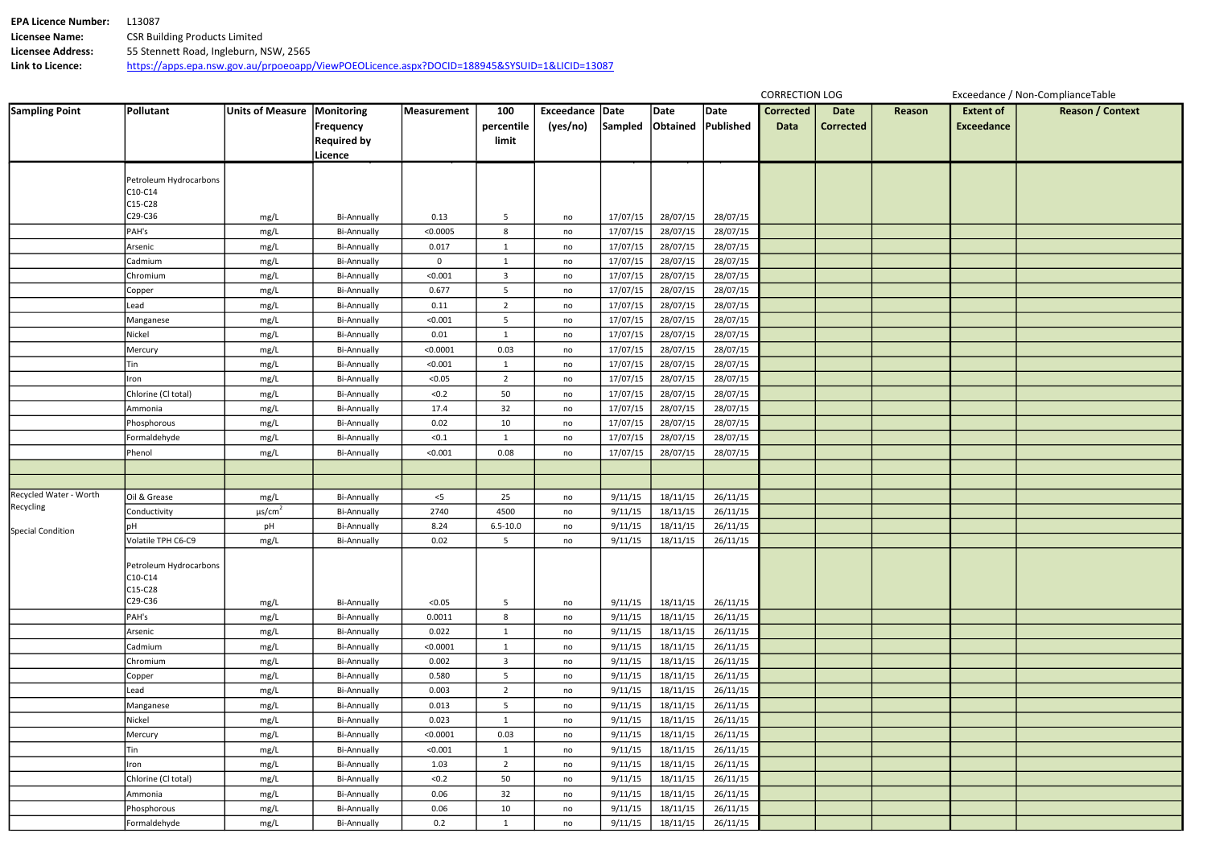**EPA Licence Number:** L13087
**Licensee Name:** CSR Building Products Limited
**Licensee Address:** 55 Stennett Road, Ingleburn, NSW, 2565
**Link to Licence:** https://apps.epa.nsw.gov.au/prpoeoapp/ViewPOEOLicence.aspx?DOCID=188945&SYSUID=1&LICID=13087

| | | | | | | | | | | CORRECTION LOG | | | Exceedance / Non-ComplianceTable | |
|---|---|---|---|---|---|---|---|---|---|---|---|---|---|---|
| **Sampling Point** | **Pollutant** | **Units of Measure** | **Monitoring Frequency Required by Licence** | **Measurement** | **100 percentile limit** | **Exceedance (yes/no)** | **Date Sampled** | **Date Obtained** | **Date Published** | **Corrected Data** | **Date Corrected** | **Reason** | **Extent of Exceedance** | **Reason / Context** |
| | Petroleum Hydrocarbons C10-C14 C15-C28 C29-C36 | mg/L | Bi-Annually | 0.13 | 5 | no | 17/07/15 | 28/07/15 | 28/07/15 | | | | | |
| | PAH's | mg/L | Bi-Annually | <0.0005 | 8 | no | 17/07/15 | 28/07/15 | 28/07/15 | | | | | |
| | Arsenic | mg/L | Bi-Annually | 0.017 | 1 | no | 17/07/15 | 28/07/15 | 28/07/15 | | | | | |
| | Cadmium | mg/L | Bi-Annually | 0 | 1 | no | 17/07/15 | 28/07/15 | 28/07/15 | | | | | |
| | Chromium | mg/L | Bi-Annually | <0.001 | 3 | no | 17/07/15 | 28/07/15 | 28/07/15 | | | | | |
| | Copper | mg/L | Bi-Annually | 0.677 | 5 | no | 17/07/15 | 28/07/15 | 28/07/15 | | | | | |
| | Lead | mg/L | Bi-Annually | 0.11 | 2 | no | 17/07/15 | 28/07/15 | 28/07/15 | | | | | |
| | Manganese | mg/L | Bi-Annually | <0.001 | 5 | no | 17/07/15 | 28/07/15 | 28/07/15 | | | | | |
| | Nickel | mg/L | Bi-Annually | 0.01 | 1 | no | 17/07/15 | 28/07/15 | 28/07/15 | | | | | |
| | Mercury | mg/L | Bi-Annually | <0.0001 | 0.03 | no | 17/07/15 | 28/07/15 | 28/07/15 | | | | | |
| | Tin | mg/L | Bi-Annually | <0.001 | 1 | no | 17/07/15 | 28/07/15 | 28/07/15 | | | | | |
| | Iron | mg/L | Bi-Annually | <0.05 | 2 | no | 17/07/15 | 28/07/15 | 28/07/15 | | | | | |
| | Chlorine (Cl total) | mg/L | Bi-Annually | <0.2 | 50 | no | 17/07/15 | 28/07/15 | 28/07/15 | | | | | |
| | Ammonia | mg/L | Bi-Annually | 17.4 | 32 | no | 17/07/15 | 28/07/15 | 28/07/15 | | | | | |
| | Phosphorous | mg/L | Bi-Annually | 0.02 | 10 | no | 17/07/15 | 28/07/15 | 28/07/15 | | | | | |
| | Formaldehyde | mg/L | Bi-Annually | <0.1 | 1 | no | 17/07/15 | 28/07/15 | 28/07/15 | | | | | |
| | Phenol | mg/L | Bi-Annually | <0.001 | 0.08 | no | 17/07/15 | 28/07/15 | 28/07/15 | | | | | |
| | | | | | | | | | | | | | | |
| | | | | | | | | | | | | | | |
| Recycled Water - Worth Recycling Special Condition | Oil & Grease | mg/L | Bi-Annually | <5 | 25 | no | 9/11/15 | 18/11/15 | 26/11/15 | | | | | |
| | Conductivity | $\mu s/cm^2$ | Bi-Annually | 2740 | 4500 | no | 9/11/15 | 18/11/15 | 26/11/15 | | | | | |
| | pH | pH | Bi-Annually | 8.24 | 6.5-10.0 | no | 9/11/15 | 18/11/15 | 26/11/15 | | | | | |
| | Volatile TPH C6-C9 | mg/L | Bi-Annually | 0.02 | 5 | no | 9/11/15 | 18/11/15 | 26/11/15 | | | | | |
| | Petroleum Hydrocarbons C10-C14 C15-C28 C29-C36 | mg/L | Bi-Annually | <0.05 | 5 | no | 9/11/15 | 18/11/15 | 26/11/15 | | | | | |
| | PAH's | mg/L | Bi-Annually | 0.0011 | 8 | no | 9/11/15 | 18/11/15 | 26/11/15 | | | | | |
| | Arsenic | mg/L | Bi-Annually | 0.022 | 1 | no | 9/11/15 | 18/11/15 | 26/11/15 | | | | | |
| | Cadmium | mg/L | Bi-Annually | <0.0001 | 1 | no | 9/11/15 | 18/11/15 | 26/11/15 | | | | | |
| | Chromium | mg/L | Bi-Annually | 0.002 | 3 | no | 9/11/15 | 18/11/15 | 26/11/15 | | | | | |
| | Copper | mg/L | Bi-Annually | 0.580 | 5 | no | 9/11/15 | 18/11/15 | 26/11/15 | | | | | |
| | Lead | mg/L | Bi-Annually | 0.003 | 2 | no | 9/11/15 | 18/11/15 | 26/11/15 | | | | | |
| | Manganese | mg/L | Bi-Annually | 0.013 | 5 | no | 9/11/15 | 18/11/15 | 26/11/15 | | | | | |
| | Nickel | mg/L | Bi-Annually | 0.023 | 1 | no | 9/11/15 | 18/11/15 | 26/11/15 | | | | | |
| | Mercury | mg/L | Bi-Annually | <0.0001 | 0.03 | no | 9/11/15 | 18/11/15 | 26/11/15 | | | | | |
| | Tin | mg/L | Bi-Annually | <0.001 | 1 | no | 9/11/15 | 18/11/15 | 26/11/15 | | | | | |
| | Iron | mg/L | Bi-Annually | 1.03 | 2 | no | 9/11/15 | 18/11/15 | 26/11/15 | | | | | |
| | Chlorine (Cl total) | mg/L | Bi-Annually | <0.2 | 50 | no | 9/11/15 | 18/11/15 | 26/11/15 | | | | | |
| | Ammonia | mg/L | Bi-Annually | 0.06 | 32 | no | 9/11/15 | 18/11/15 | 26/11/15 | | | | | |
| | Phosphorous | mg/L | Bi-Annually | 0.06 | 10 | no | 9/11/15 | 18/11/15 | 26/11/15 | | | | | |
| | Formaldehyde | mg/L | Bi-Annually | 0.2 | 1 | no | 9/11/15 | 18/11/15 | 26/11/15 | | | | | |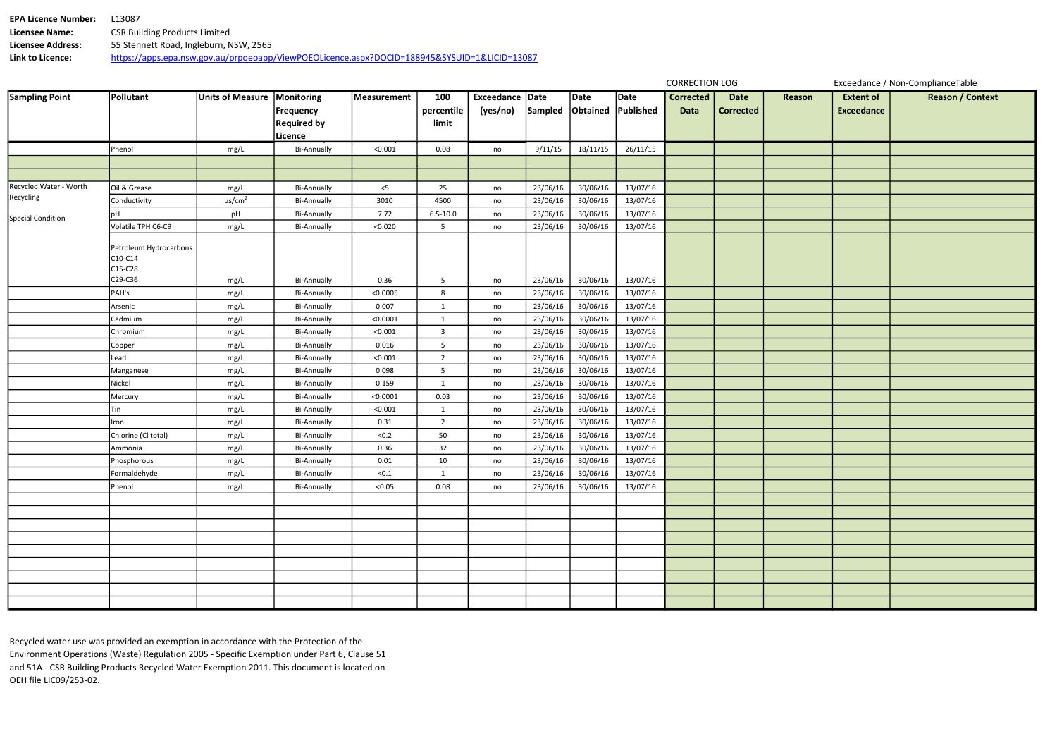**EPA Licence Number:** L13087
**Licensee Name:** CSR Building Products Limited
**Licensee Address:** 55 Stennett Road, Ingleburn, NSW, 2565
**Link to Licence:** https://apps.epa.nsw.gov.au/prpoeoapp/ViewPOEOLicence.aspx?DOCID=188945&SYSUID=1&LICID=13087

| | | | | | | | | | | CORRECTION LOG | | | Exceedance / Non-ComplianceTable | |
|---|---|---|---|---|---|---|---|---|---|---|---|---|---|---|
| **Sampling Point** | **Pollutant** | **Units of Measure** | **Monitoring Frequency Required by Licence** | **Measurement** | **100 percentile limit** | **Exceedance (yes/no)** | **Date Sampled** | **Date Obtained** | **Date Published** | **Corrected Data** | **Date Corrected** | **Reason** | **Extent of Exceedance** | **Reason / Context** |
| | Phenol | mg/L | Bi-Annually | <0.001 | 0.08 | no | 9/11/15 | 18/11/15 | 26/11/15 | | | | | |
| | | | | | | | | | | | | | | |
| | | | | | | | | | | | | | | |
| Recycled Water - Worth Recycling<br>Special Condition | Oil & Grease | mg/L | Bi-Annually | <5 | 25 | no | 23/06/16 | 30/06/16 | 13/07/16 | | | | | |
| | Conductivity | µs/cm$^2$ | Bi-Annually | 3010 | 4500 | no | 23/06/16 | 30/06/16 | 13/07/16 | | | | | |
| | pH | pH | Bi-Annually | 7.72 | 6.5-10.0 | no | 23/06/16 | 30/06/16 | 13/07/16 | | | | | |
| | Volatile TPH C6-C9 | mg/L | Bi-Annually | <0.020 | 5 | no | 23/06/16 | 30/06/16 | 13/07/16 | | | | | |
| | Petroleum Hydrocarbons C10-C14 C15-C28 C29-C36 | mg/L | Bi-Annually | 0.36 | 5 | no | 23/06/16 | 30/06/16 | 13/07/16 | | | | | |
| | PAH's | mg/L | Bi-Annually | <0.0005 | 8 | no | 23/06/16 | 30/06/16 | 13/07/16 | | | | | |
| | Arsenic | mg/L | Bi-Annually | 0.007 | 1 | no | 23/06/16 | 30/06/16 | 13/07/16 | | | | | |
| | Cadmium | mg/L | Bi-Annually | <0.0001 | 1 | no | 23/06/16 | 30/06/16 | 13/07/16 | | | | | |
| | Chromium | mg/L | Bi-Annually | <0.001 | 3 | no | 23/06/16 | 30/06/16 | 13/07/16 | | | | | |
| | Copper | mg/L | Bi-Annually | 0.016 | 5 | no | 23/06/16 | 30/06/16 | 13/07/16 | | | | | |
| | Lead | mg/L | Bi-Annually | <0.001 | 2 | no | 23/06/16 | 30/06/16 | 13/07/16 | | | | | |
| | Manganese | mg/L | Bi-Annually | 0.098 | 5 | no | 23/06/16 | 30/06/16 | 13/07/16 | | | | | |
| | Nickel | mg/L | Bi-Annually | 0.159 | 1 | no | 23/06/16 | 30/06/16 | 13/07/16 | | | | | |
| | Mercury | mg/L | Bi-Annually | <0.0001 | 0.03 | no | 23/06/16 | 30/06/16 | 13/07/16 | | | | | |
| | Tin | mg/L | Bi-Annually | <0.001 | 1 | no | 23/06/16 | 30/06/16 | 13/07/16 | | | | | |
| | Iron | mg/L | Bi-Annually | 0.31 | 2 | no | 23/06/16 | 30/06/16 | 13/07/16 | | | | | |
| | Chlorine (Cl total) | mg/L | Bi-Annually | <0.2 | 50 | no | 23/06/16 | 30/06/16 | 13/07/16 | | | | | |
| | Ammonia | mg/L | Bi-Annually | 0.36 | 32 | no | 23/06/16 | 30/06/16 | 13/07/16 | | | | | |
| | Phosphorous | mg/L | Bi-Annually | 0.01 | 10 | no | 23/06/16 | 30/06/16 | 13/07/16 | | | | | |
| | Formaldehyde | mg/L | Bi-Annually | <0.1 | 1 | no | 23/06/16 | 30/06/16 | 13/07/16 | | | | | |
| | Phenol | mg/L | Bi-Annually | <0.05 | 0.08 | no | 23/06/16 | 30/06/16 | 13/07/16 | | | | | |

Recycled water use was provided an exemption in accordance with the Protection of the Environment Operations (Waste) Regulation 2005 - Specific Exemption under Part 6, Clause 51 and 51A - CSR Building Products Recycled Water Exemption 2011. This document is located on OEH file LIC09/253-02.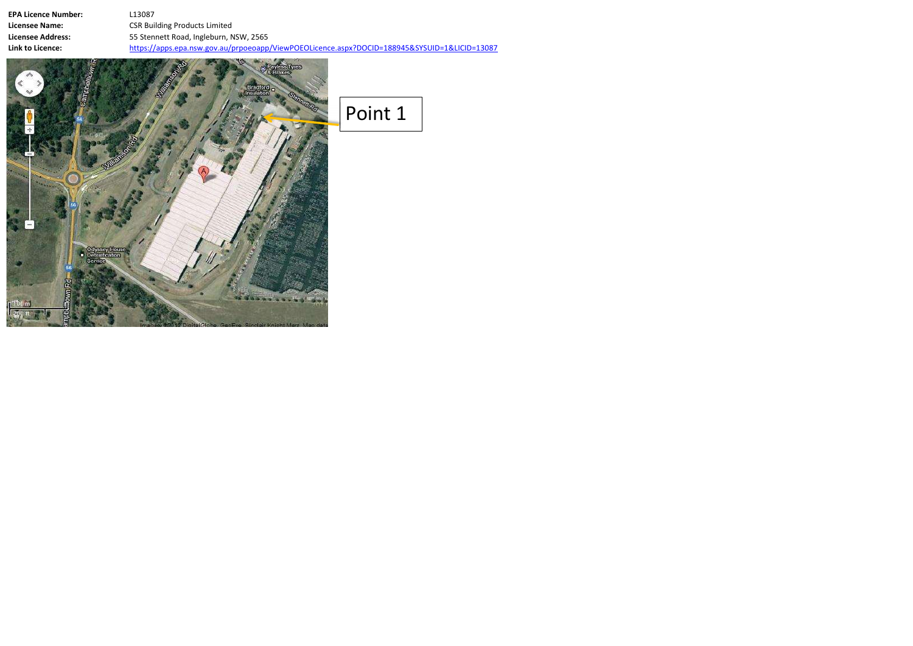| | |
|---|---|
| **EPA Licence Number:** | L13087 |
| **Licensee Name:** | CSR Building Products Limited |
| **Licensee Address:** | 55 Stennett Road, Ingleburn, NSW, 2565 |
| **Link to Licence:** | https://apps.epa.nsw.gov.au/prpoeoapp/ViewPOEOLicence.aspx?DOCID=188945&SYSUID=1&LICID=13087 |

Point 1